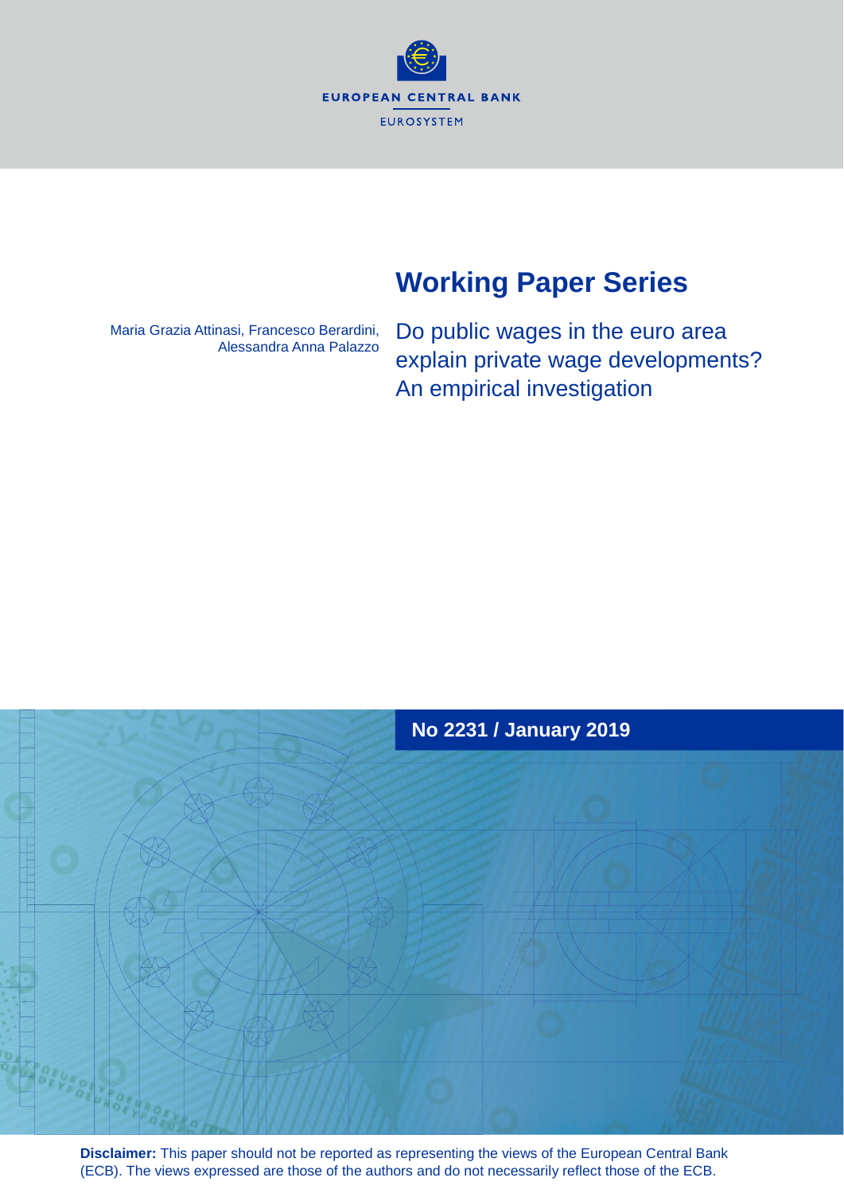EUROPEAN CENTRAL BANK

EUROSYSTEM

# Working Paper Series

Maria Grazia Attinasi, Francesco Berardini, Alessandra Anna Palazzo

## Do public wages in the euro area explain private wage developments? An empirical investigation

**No 2231 / January 2019**

**Disclaimer:** This paper should not be reported as representing the views of the European Central Bank (ECB). The views expressed are those of the authors and do not necessarily reflect those of the ECB.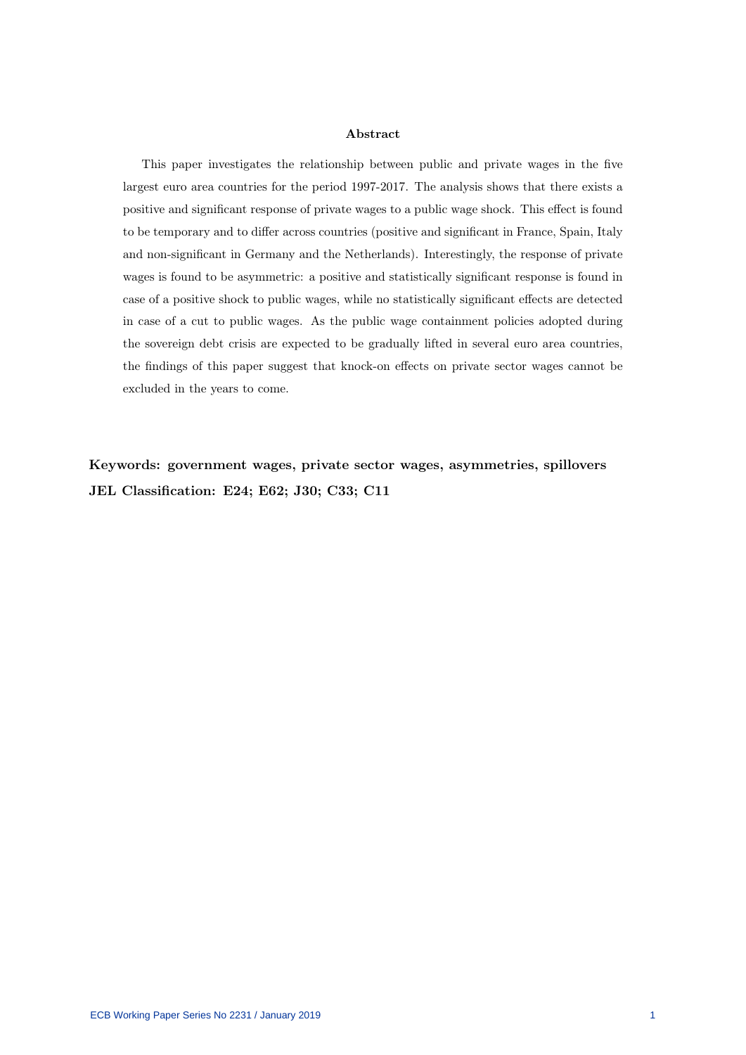## Abstract

This paper investigates the relationship between public and private wages in the five largest euro area countries for the period 1997-2017. The analysis shows that there exists a positive and significant response of private wages to a public wage shock. This effect is found to be temporary and to differ across countries (positive and significant in France, Spain, Italy and non-significant in Germany and the Netherlands). Interestingly, the response of private wages is found to be asymmetric: a positive and statistically significant response is found in case of a positive shock to public wages, while no statistically significant effects are detected in case of a cut to public wages. As the public wage containment policies adopted during the sovereign debt crisis are expected to be gradually lifted in several euro area countries, the findings of this paper suggest that knock-on effects on private sector wages cannot be excluded in the years to come.

**Keywords: government wages, private sector wages, asymmetries, spillovers**
**JEL Classification: E24; E62; J30; C33; C11**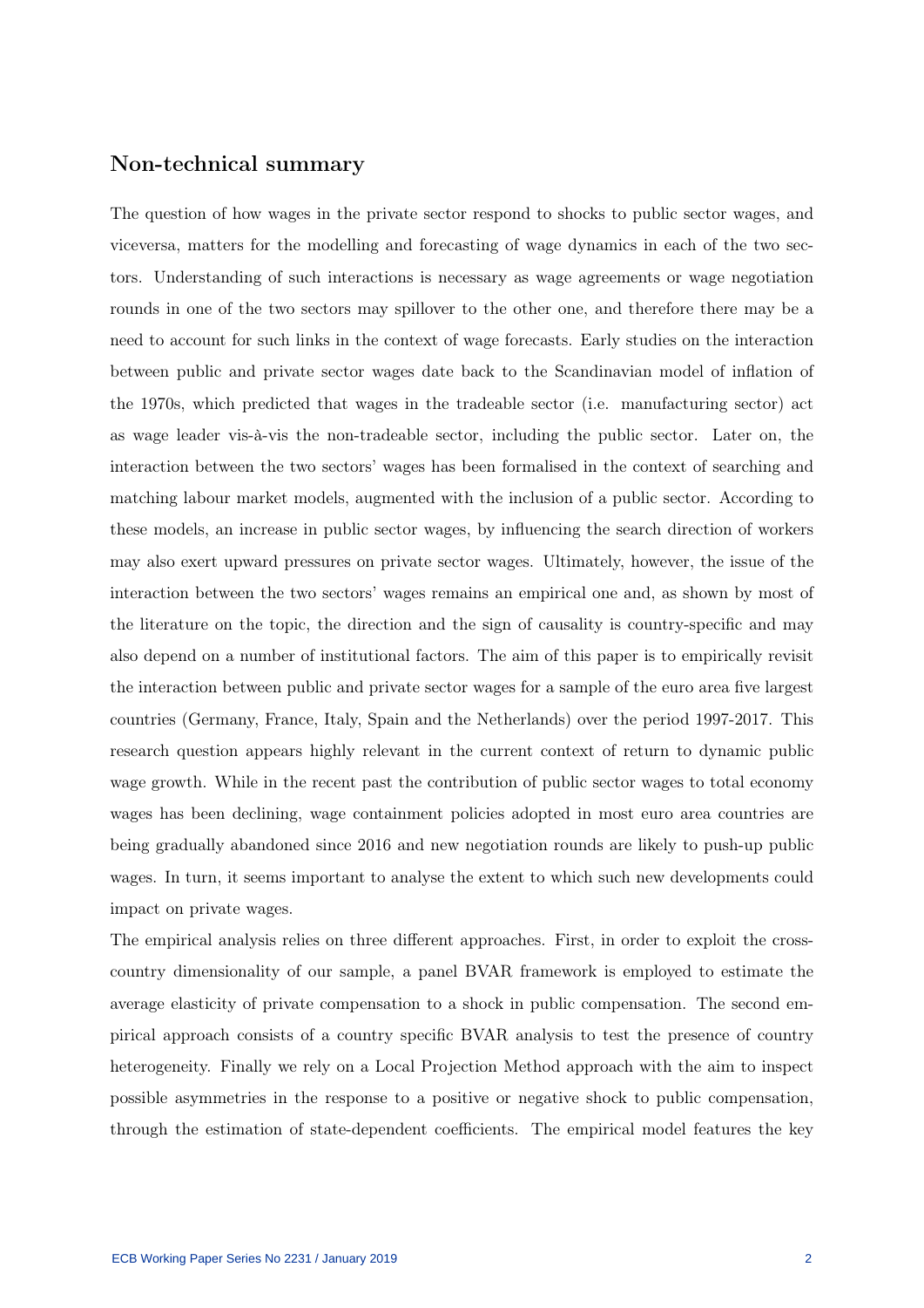## Non-technical summary

The question of how wages in the private sector respond to shocks to public sector wages, and viceversa, matters for the modelling and forecasting of wage dynamics in each of the two sectors. Understanding of such interactions is necessary as wage agreements or wage negotiation rounds in one of the two sectors may spillover to the other one, and therefore there may be a need to account for such links in the context of wage forecasts. Early studies on the interaction between public and private sector wages date back to the Scandinavian model of inflation of the 1970s, which predicted that wages in the tradeable sector (i.e. manufacturing sector) act as wage leader vis-à-vis the non-tradeable sector, including the public sector. Later on, the interaction between the two sectors' wages has been formalised in the context of searching and matching labour market models, augmented with the inclusion of a public sector. According to these models, an increase in public sector wages, by influencing the search direction of workers may also exert upward pressures on private sector wages. Ultimately, however, the issue of the interaction between the two sectors' wages remains an empirical one and, as shown by most of the literature on the topic, the direction and the sign of causality is country-specific and may also depend on a number of institutional factors. The aim of this paper is to empirically revisit the interaction between public and private sector wages for a sample of the euro area five largest countries (Germany, France, Italy, Spain and the Netherlands) over the period 1997-2017. This research question appears highly relevant in the current context of return to dynamic public wage growth. While in the recent past the contribution of public sector wages to total economy wages has been declining, wage containment policies adopted in most euro area countries are being gradually abandoned since 2016 and new negotiation rounds are likely to push-up public wages. In turn, it seems important to analyse the extent to which such new developments could impact on private wages.

The empirical analysis relies on three different approaches. First, in order to exploit the cross-country dimensionality of our sample, a panel BVAR framework is employed to estimate the average elasticity of private compensation to a shock in public compensation. The second empirical approach consists of a country specific BVAR analysis to test the presence of country heterogeneity. Finally we rely on a Local Projection Method approach with the aim to inspect possible asymmetries in the response to a positive or negative shock to public compensation, through the estimation of state-dependent coefficients. The empirical model features the key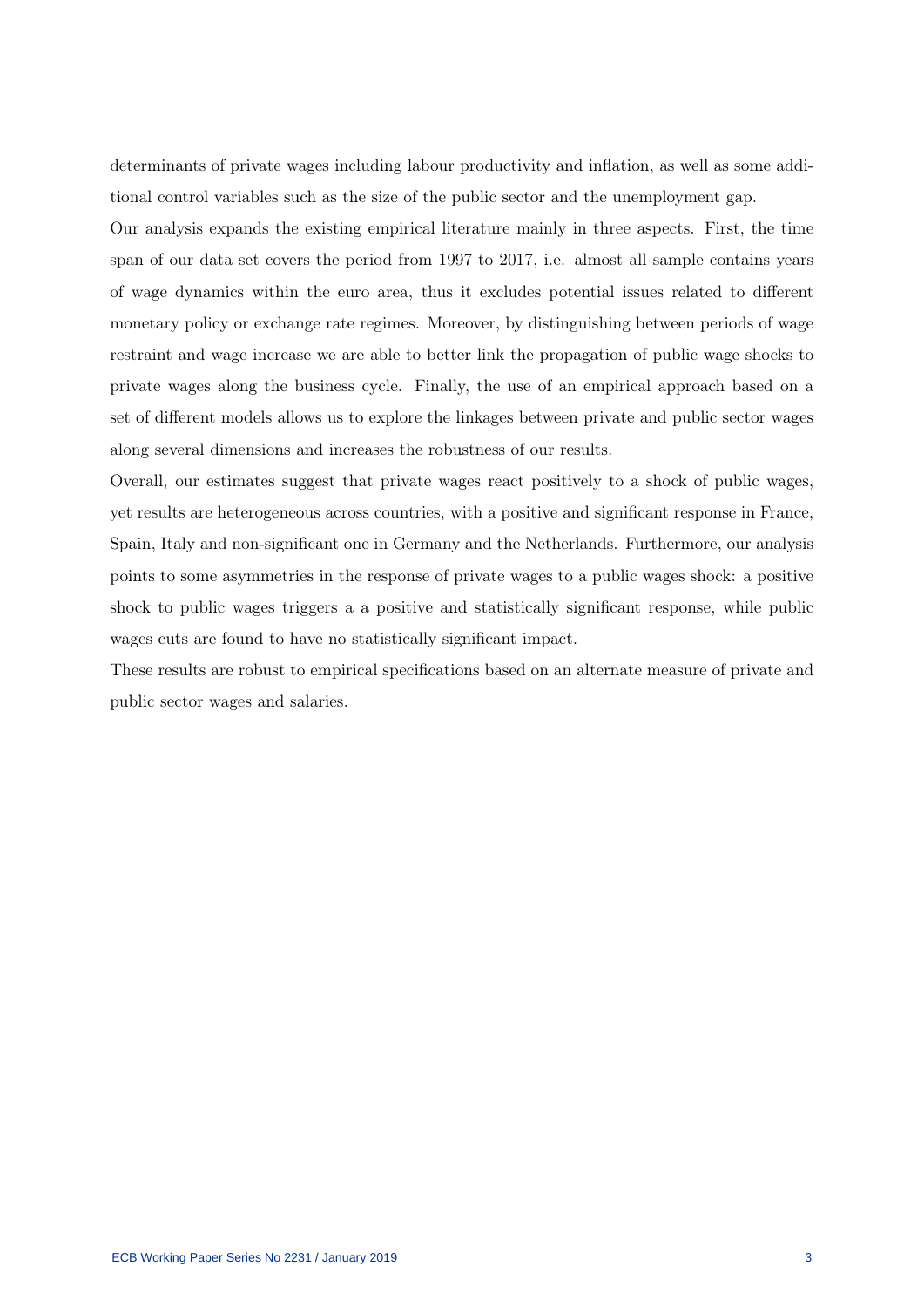determinants of private wages including labour productivity and inflation, as well as some additional control variables such as the size of the public sector and the unemployment gap.

Our analysis expands the existing empirical literature mainly in three aspects. First, the time span of our data set covers the period from 1997 to 2017, i.e. almost all sample contains years of wage dynamics within the euro area, thus it excludes potential issues related to different monetary policy or exchange rate regimes. Moreover, by distinguishing between periods of wage restraint and wage increase we are able to better link the propagation of public wage shocks to private wages along the business cycle. Finally, the use of an empirical approach based on a set of different models allows us to explore the linkages between private and public sector wages along several dimensions and increases the robustness of our results.

Overall, our estimates suggest that private wages react positively to a shock of public wages, yet results are heterogeneous across countries, with a positive and significant response in France, Spain, Italy and non-significant one in Germany and the Netherlands. Furthermore, our analysis points to some asymmetries in the response of private wages to a public wages shock: a positive shock to public wages triggers a a positive and statistically significant response, while public wages cuts are found to have no statistically significant impact.

These results are robust to empirical specifications based on an alternate measure of private and public sector wages and salaries.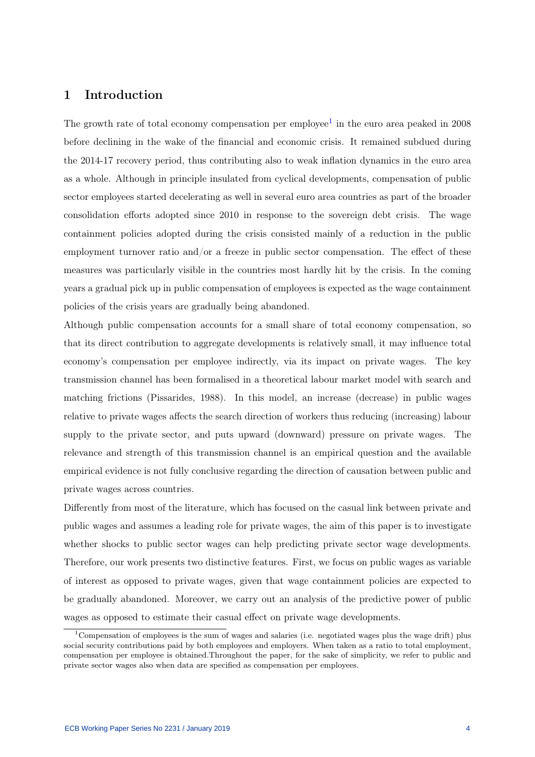# 1 Introduction

The growth rate of total economy compensation per employee[1] in the euro area peaked in 2008 before declining in the wake of the financial and economic crisis. It remained subdued during the 2014-17 recovery period, thus contributing also to weak inflation dynamics in the euro area as a whole. Although in principle insulated from cyclical developments, compensation of public sector employees started decelerating as well in several euro area countries as part of the broader consolidation efforts adopted since 2010 in response to the sovereign debt crisis. The wage containment policies adopted during the crisis consisted mainly of a reduction in the public employment turnover ratio and/or a freeze in public sector compensation. The effect of these measures was particularly visible in the countries most hardly hit by the crisis. In the coming years a gradual pick up in public compensation of employees is expected as the wage containment policies of the crisis years are gradually being abandoned.

Although public compensation accounts for a small share of total economy compensation, so that its direct contribution to aggregate developments is relatively small, it may influence total economy's compensation per employee indirectly, via its impact on private wages. The key transmission channel has been formalised in a theoretical labour market model with search and matching frictions (Pissarides, 1988). In this model, an increase (decrease) in public wages relative to private wages affects the search direction of workers thus reducing (increasing) labour supply to the private sector, and puts upward (downward) pressure on private wages. The relevance and strength of this transmission channel is an empirical question and the available empirical evidence is not fully conclusive regarding the direction of causation between public and private wages across countries.

Differently from most of the literature, which has focused on the casual link between private and public wages and assumes a leading role for private wages, the aim of this paper is to investigate whether shocks to public sector wages can help predicting private sector wage developments. Therefore, our work presents two distinctive features. First, we focus on public wages as variable of interest as opposed to private wages, given that wage containment policies are expected to be gradually abandoned. Moreover, we carry out an analysis of the predictive power of public wages as opposed to estimate their casual effect on private wage developments.

[1] Compensation of employees is the sum of wages and salaries (i.e. negotiated wages plus the wage drift) plus social security contributions paid by both employees and employers. When taken as a ratio to total employment, compensation per employee is obtained.Throughout the paper, for the sake of simplicity, we refer to public and private sector wages also when data are specified as compensation per employees.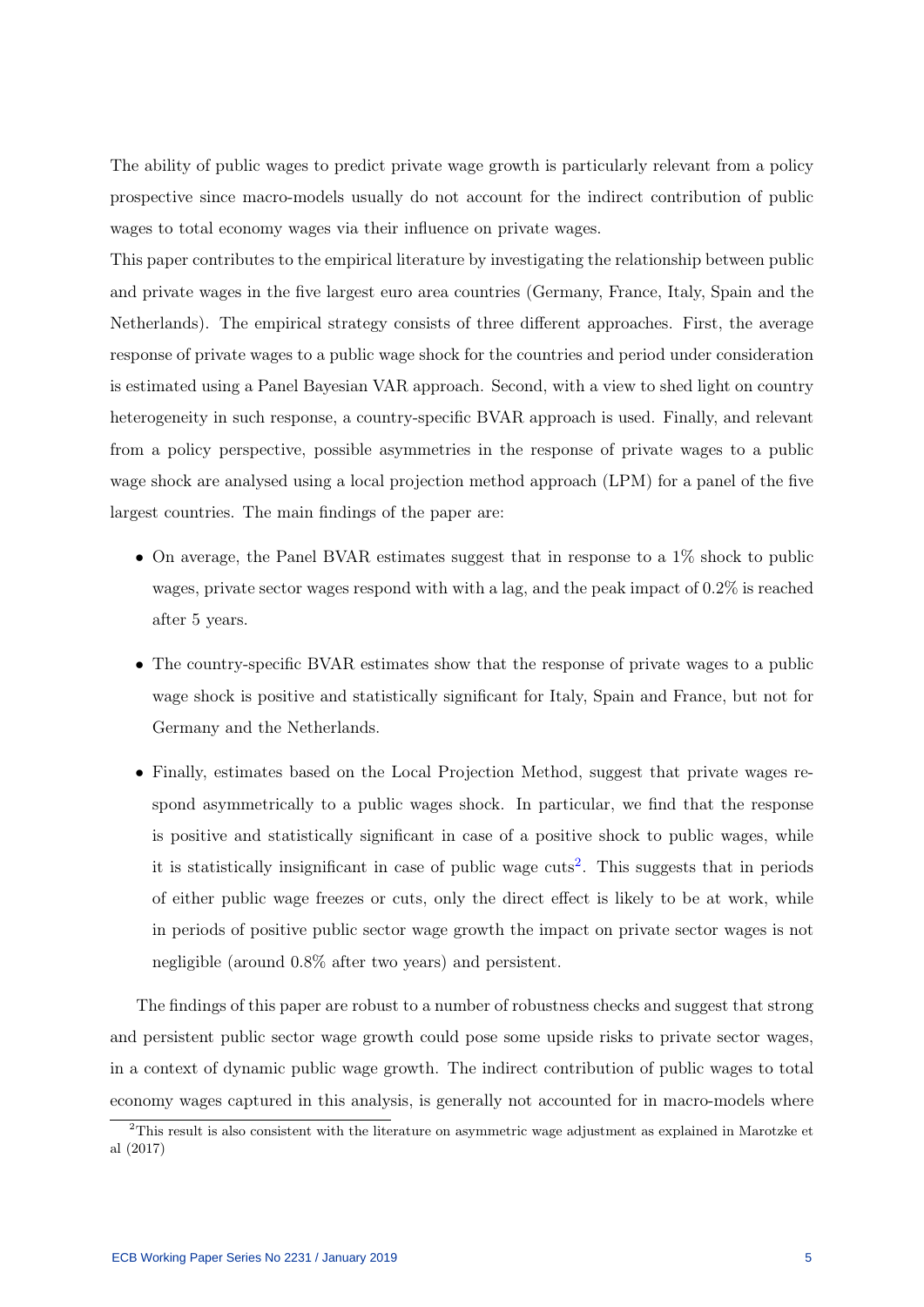The ability of public wages to predict private wage growth is particularly relevant from a policy prospective since macro-models usually do not account for the indirect contribution of public wages to total economy wages via their influence on private wages.

This paper contributes to the empirical literature by investigating the relationship between public and private wages in the five largest euro area countries (Germany, France, Italy, Spain and the Netherlands). The empirical strategy consists of three different approaches. First, the average response of private wages to a public wage shock for the countries and period under consideration is estimated using a Panel Bayesian VAR approach. Second, with a view to shed light on country heterogeneity in such response, a country-specific BVAR approach is used. Finally, and relevant from a policy perspective, possible asymmetries in the response of private wages to a public wage shock are analysed using a local projection method approach (LPM) for a panel of the five largest countries. The main findings of the paper are:

- On average, the Panel BVAR estimates suggest that in response to a 1% shock to public wages, private sector wages respond with with a lag, and the peak impact of 0.2% is reached after 5 years.
- The country-specific BVAR estimates show that the response of private wages to a public wage shock is positive and statistically significant for Italy, Spain and France, but not for Germany and the Netherlands.
- Finally, estimates based on the Local Projection Method, suggest that private wages respond asymmetrically to a public wages shock. In particular, we find that the response is positive and statistically significant in case of a positive shock to public wages, while it is statistically insignificant in case of public wage cuts[2]. This suggests that in periods of either public wage freezes or cuts, only the direct effect is likely to be at work, while in periods of positive public sector wage growth the impact on private sector wages is not negligible (around 0.8% after two years) and persistent.

The findings of this paper are robust to a number of robustness checks and suggest that strong and persistent public sector wage growth could pose some upside risks to private sector wages, in a context of dynamic public wage growth. The indirect contribution of public wages to total economy wages captured in this analysis, is generally not accounted for in macro-models where

[2] This result is also consistent with the literature on asymmetric wage adjustment as explained in Marotzke et al (2017)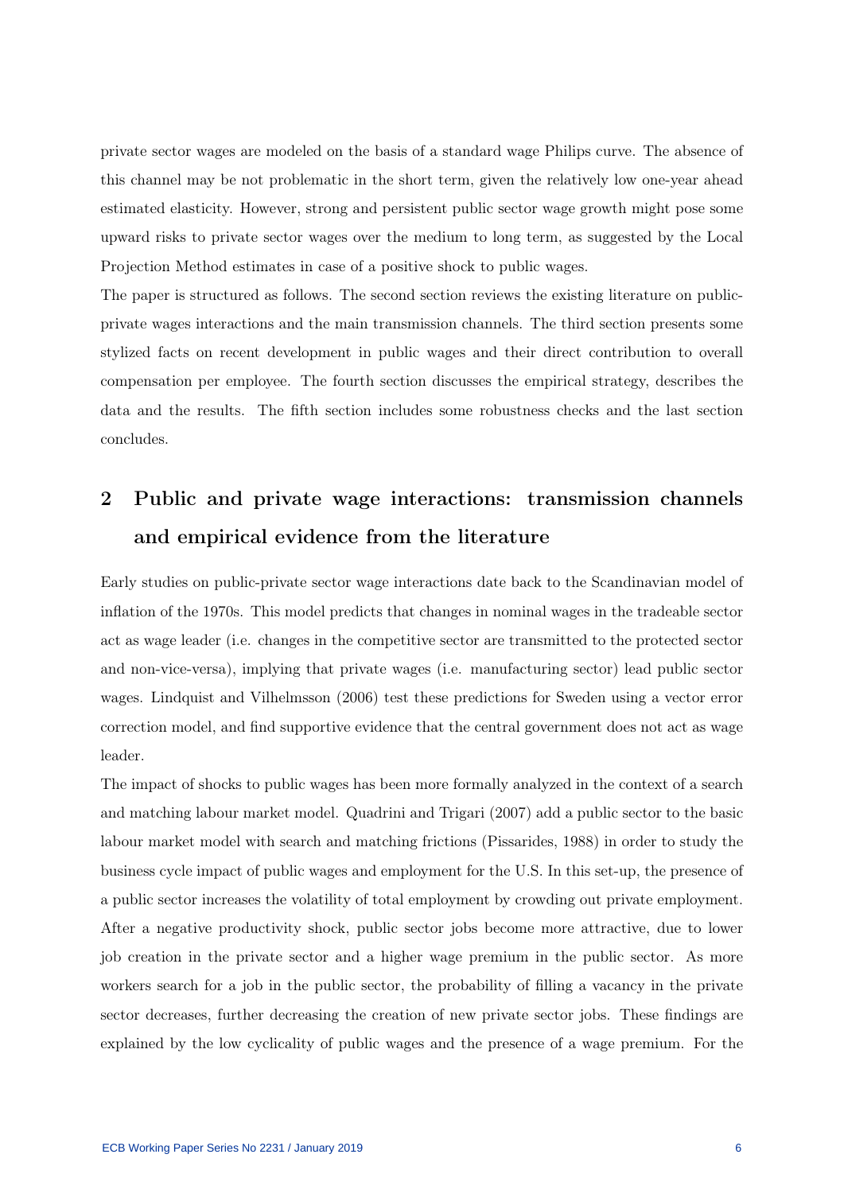private sector wages are modeled on the basis of a standard wage Philips curve. The absence of this channel may be not problematic in the short term, given the relatively low one-year ahead estimated elasticity. However, strong and persistent public sector wage growth might pose some upward risks to private sector wages over the medium to long term, as suggested by the Local Projection Method estimates in case of a positive shock to public wages.

The paper is structured as follows. The second section reviews the existing literature on public-private wages interactions and the main transmission channels. The third section presents some stylized facts on recent development in public wages and their direct contribution to overall compensation per employee. The fourth section discusses the empirical strategy, describes the data and the results. The fifth section includes some robustness checks and the last section concludes.

## 2 Public and private wage interactions: transmission channels and empirical evidence from the literature

Early studies on public-private sector wage interactions date back to the Scandinavian model of inflation of the 1970s. This model predicts that changes in nominal wages in the tradeable sector act as wage leader (i.e. changes in the competitive sector are transmitted to the protected sector and non-vice-versa), implying that private wages (i.e. manufacturing sector) lead public sector wages. Lindquist and Vilhelmsson (2006) test these predictions for Sweden using a vector error correction model, and find supportive evidence that the central government does not act as wage leader.

The impact of shocks to public wages has been more formally analyzed in the context of a search and matching labour market model. Quadrini and Trigari (2007) add a public sector to the basic labour market model with search and matching frictions (Pissarides, 1988) in order to study the business cycle impact of public wages and employment for the U.S. In this set-up, the presence of a public sector increases the volatility of total employment by crowding out private employment. After a negative productivity shock, public sector jobs become more attractive, due to lower job creation in the private sector and a higher wage premium in the public sector. As more workers search for a job in the public sector, the probability of filling a vacancy in the private sector decreases, further decreasing the creation of new private sector jobs. These findings are explained by the low cyclicality of public wages and the presence of a wage premium. For the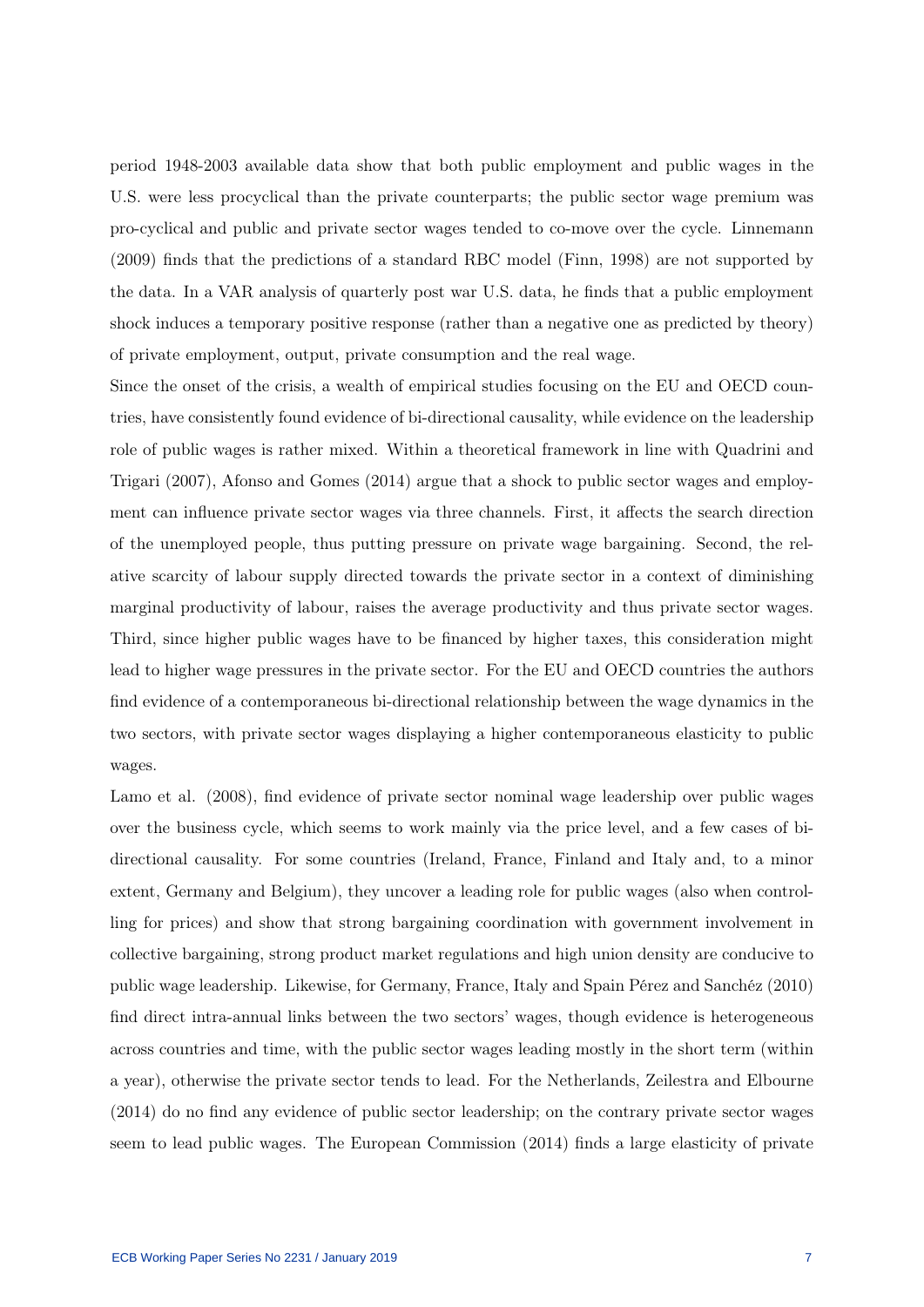period 1948-2003 available data show that both public employment and public wages in the U.S. were less procyclical than the private counterparts; the public sector wage premium was pro-cyclical and public and private sector wages tended to co-move over the cycle. Linnemann (2009) finds that the predictions of a standard RBC model (Finn, 1998) are not supported by the data. In a VAR analysis of quarterly post war U.S. data, he finds that a public employment shock induces a temporary positive response (rather than a negative one as predicted by theory) of private employment, output, private consumption and the real wage.

Since the onset of the crisis, a wealth of empirical studies focusing on the EU and OECD countries, have consistently found evidence of bi-directional causality, while evidence on the leadership role of public wages is rather mixed. Within a theoretical framework in line with Quadrini and Trigari (2007), Afonso and Gomes (2014) argue that a shock to public sector wages and employment can influence private sector wages via three channels. First, it affects the search direction of the unemployed people, thus putting pressure on private wage bargaining. Second, the relative scarcity of labour supply directed towards the private sector in a context of diminishing marginal productivity of labour, raises the average productivity and thus private sector wages. Third, since higher public wages have to be financed by higher taxes, this consideration might lead to higher wage pressures in the private sector. For the EU and OECD countries the authors find evidence of a contemporaneous bi-directional relationship between the wage dynamics in the two sectors, with private sector wages displaying a higher contemporaneous elasticity to public wages.

Lamo et al. (2008), find evidence of private sector nominal wage leadership over public wages over the business cycle, which seems to work mainly via the price level, and a few cases of bi-directional causality. For some countries (Ireland, France, Finland and Italy and, to a minor extent, Germany and Belgium), they uncover a leading role for public wages (also when controlling for prices) and show that strong bargaining coordination with government involvement in collective bargaining, strong product market regulations and high union density are conducive to public wage leadership. Likewise, for Germany, France, Italy and Spain Pérez and Sanchéz (2010) find direct intra-annual links between the two sectors' wages, though evidence is heterogeneous across countries and time, with the public sector wages leading mostly in the short term (within a year), otherwise the private sector tends to lead. For the Netherlands, Zeilestra and Elbourne (2014) do no find any evidence of public sector leadership; on the contrary private sector wages seem to lead public wages. The European Commission (2014) finds a large elasticity of private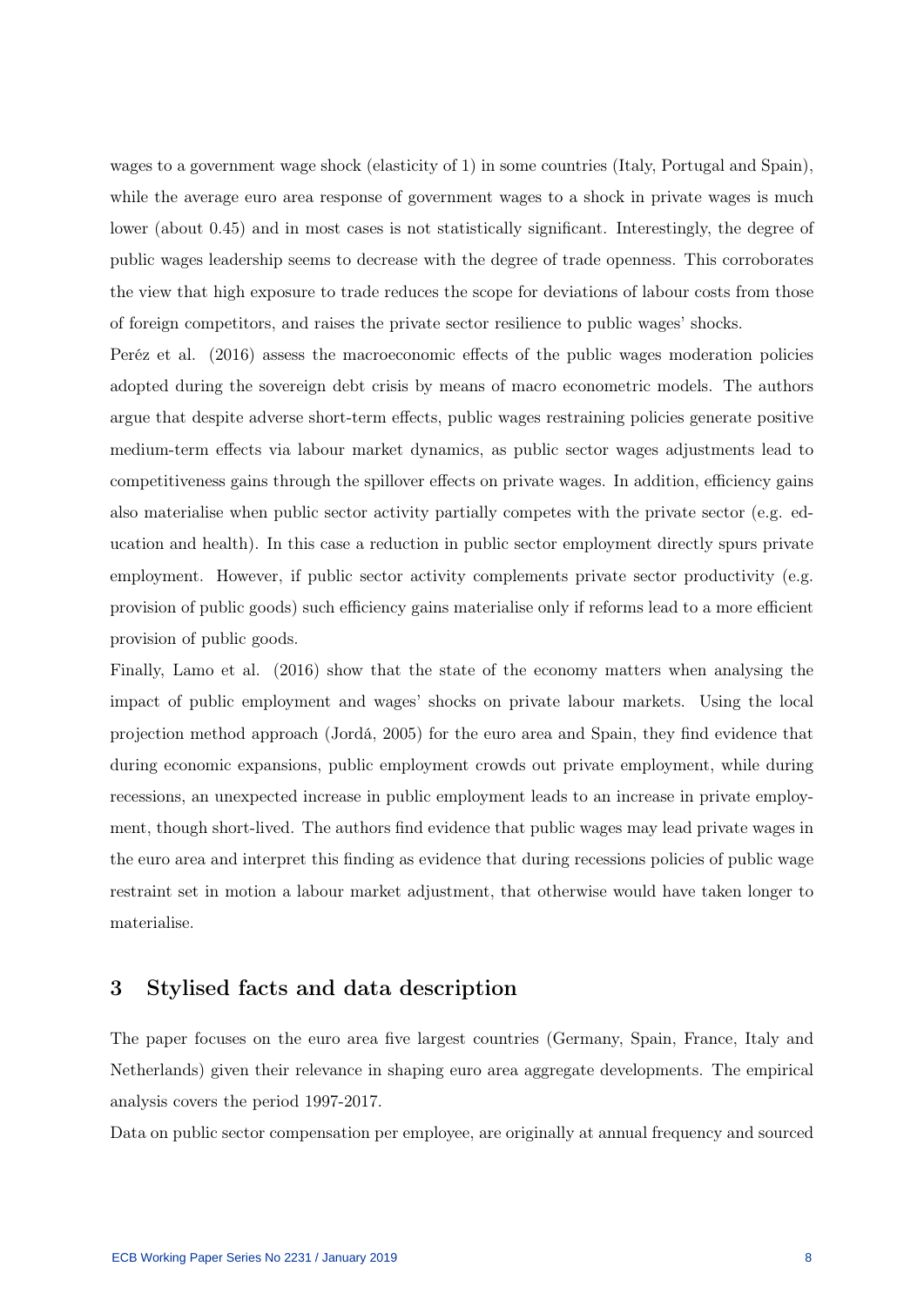wages to a government wage shock (elasticity of 1) in some countries (Italy, Portugal and Spain), while the average euro area response of government wages to a shock in private wages is much lower (about 0.45) and in most cases is not statistically significant. Interestingly, the degree of public wages leadership seems to decrease with the degree of trade openness. This corroborates the view that high exposure to trade reduces the scope for deviations of labour costs from those of foreign competitors, and raises the private sector resilience to public wages' shocks.

Peréz et al. (2016) assess the macroeconomic effects of the public wages moderation policies adopted during the sovereign debt crisis by means of macro econometric models. The authors argue that despite adverse short-term effects, public wages restraining policies generate positive medium-term effects via labour market dynamics, as public sector wages adjustments lead to competitiveness gains through the spillover effects on private wages. In addition, efficiency gains also materialise when public sector activity partially competes with the private sector (e.g. education and health). In this case a reduction in public sector employment directly spurs private employment. However, if public sector activity complements private sector productivity (e.g. provision of public goods) such efficiency gains materialise only if reforms lead to a more efficient provision of public goods.

Finally, Lamo et al. (2016) show that the state of the economy matters when analysing the impact of public employment and wages' shocks on private labour markets. Using the local projection method approach (Jordá, 2005) for the euro area and Spain, they find evidence that during economic expansions, public employment crowds out private employment, while during recessions, an unexpected increase in public employment leads to an increase in private employment, though short-lived. The authors find evidence that public wages may lead private wages in the euro area and interpret this finding as evidence that during recessions policies of public wage restraint set in motion a labour market adjustment, that otherwise would have taken longer to materialise.

## 3 Stylised facts and data description

The paper focuses on the euro area five largest countries (Germany, Spain, France, Italy and Netherlands) given their relevance in shaping euro area aggregate developments. The empirical analysis covers the period 1997-2017.

Data on public sector compensation per employee, are originally at annual frequency and sourced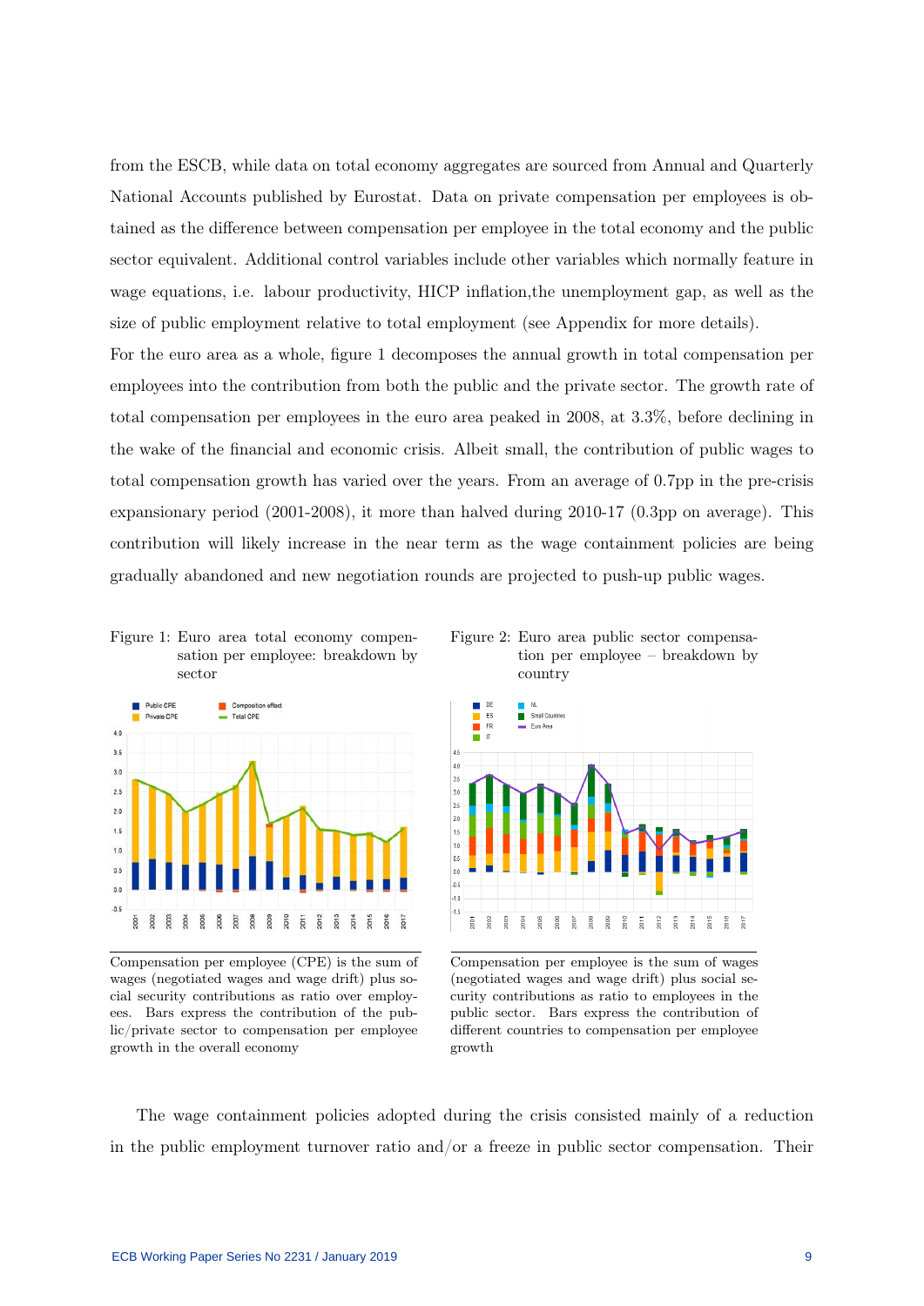from the ESCB, while data on total economy aggregates are sourced from Annual and Quarterly National Accounts published by Eurostat. Data on private compensation per employees is obtained as the difference between compensation per employee in the total economy and the public sector equivalent. Additional control variables include other variables which normally feature in wage equations, i.e. labour productivity, HICP inflation,the unemployment gap, as well as the size of public employment relative to total employment (see Appendix for more details).

For the euro area as a whole, figure 1 decomposes the annual growth in total compensation per employees into the contribution from both the public and the private sector. The growth rate of total compensation per employees in the euro area peaked in 2008, at 3.3%, before declining in the wake of the financial and economic crisis. Albeit small, the contribution of public wages to total compensation growth has varied over the years. From an average of 0.7pp in the pre-crisis expansionary period (2001-2008), it more than halved during 2010-17 (0.3pp on average). This contribution will likely increase in the near term as the wage containment policies are being gradually abandoned and new negotiation rounds are projected to push-up public wages.

Figure 1: Euro area total economy compensation per employee: breakdown by sector

Compensation per employee (CPE) is the sum of wages (negotiated wages and wage drift) plus social security contributions as ratio over employees. Bars express the contribution of the public/private sector to compensation per employee growth in the overall economy

Figure 2: Euro area public sector compensation per employee – breakdown by country

Compensation per employee is the sum of wages (negotiated wages and wage drift) plus social security contributions as ratio to employees in the public sector. Bars express the contribution of different countries to compensation per employee growth

The wage containment policies adopted during the crisis consisted mainly of a reduction in the public employment turnover ratio and/or a freeze in public sector compensation. Their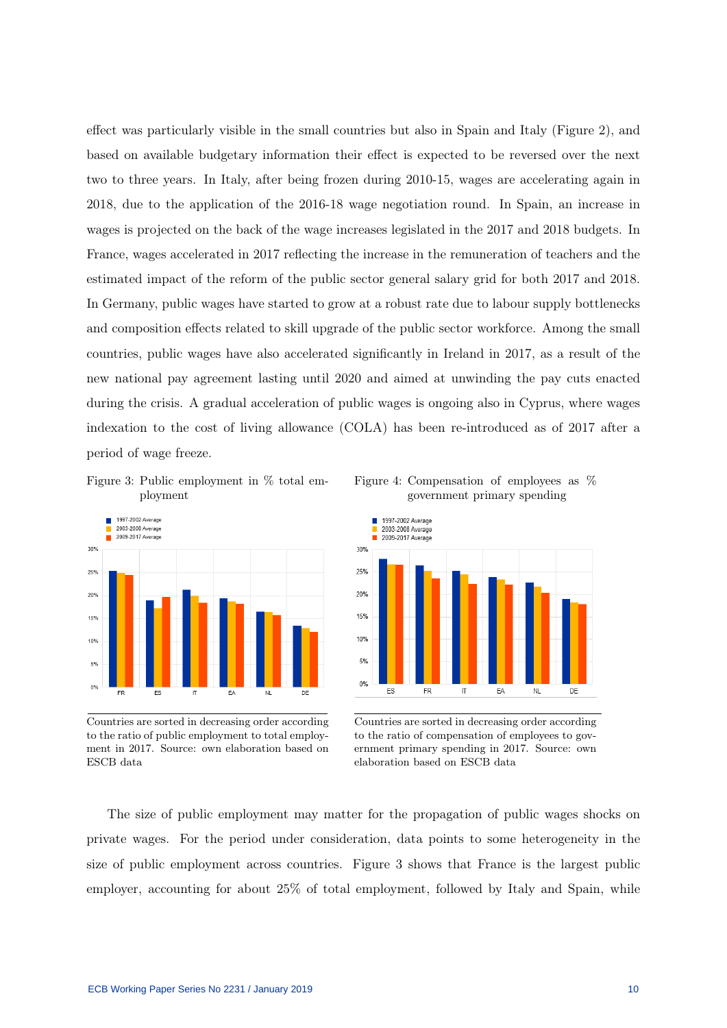effect was particularly visible in the small countries but also in Spain and Italy (Figure 2), and based on available budgetary information their effect is expected to be reversed over the next two to three years. In Italy, after being frozen during 2010-15, wages are accelerating again in 2018, due to the application of the 2016-18 wage negotiation round. In Spain, an increase in wages is projected on the back of the wage increases legislated in the 2017 and 2018 budgets. In France, wages accelerated in 2017 reflecting the increase in the remuneration of teachers and the estimated impact of the reform of the public sector general salary grid for both 2017 and 2018. In Germany, public wages have started to grow at a robust rate due to labour supply bottlenecks and composition effects related to skill upgrade of the public sector workforce. Among the small countries, public wages have also accelerated significantly in Ireland in 2017, as a result of the new national pay agreement lasting until 2020 and aimed at unwinding the pay cuts enacted during the crisis. A gradual acceleration of public wages is ongoing also in Cyprus, where wages indexation to the cost of living allowance (COLA) has been re-introduced as of 2017 after a period of wage freeze.

Figure 3: Public employment in % total employment

Countries are sorted in decreasing order according to the ratio of public employment to total employment in 2017. Source: own elaboration based on ESCB data

Figure 4: Compensation of employees as % government primary spending

Countries are sorted in decreasing order according to the ratio of compensation of employees to government primary spending in 2017. Source: own elaboration based on ESCB data

The size of public employment may matter for the propagation of public wages shocks on private wages. For the period under consideration, data points to some heterogeneity in the size of public employment across countries. Figure 3 shows that France is the largest public employer, accounting for about 25% of total employment, followed by Italy and Spain, while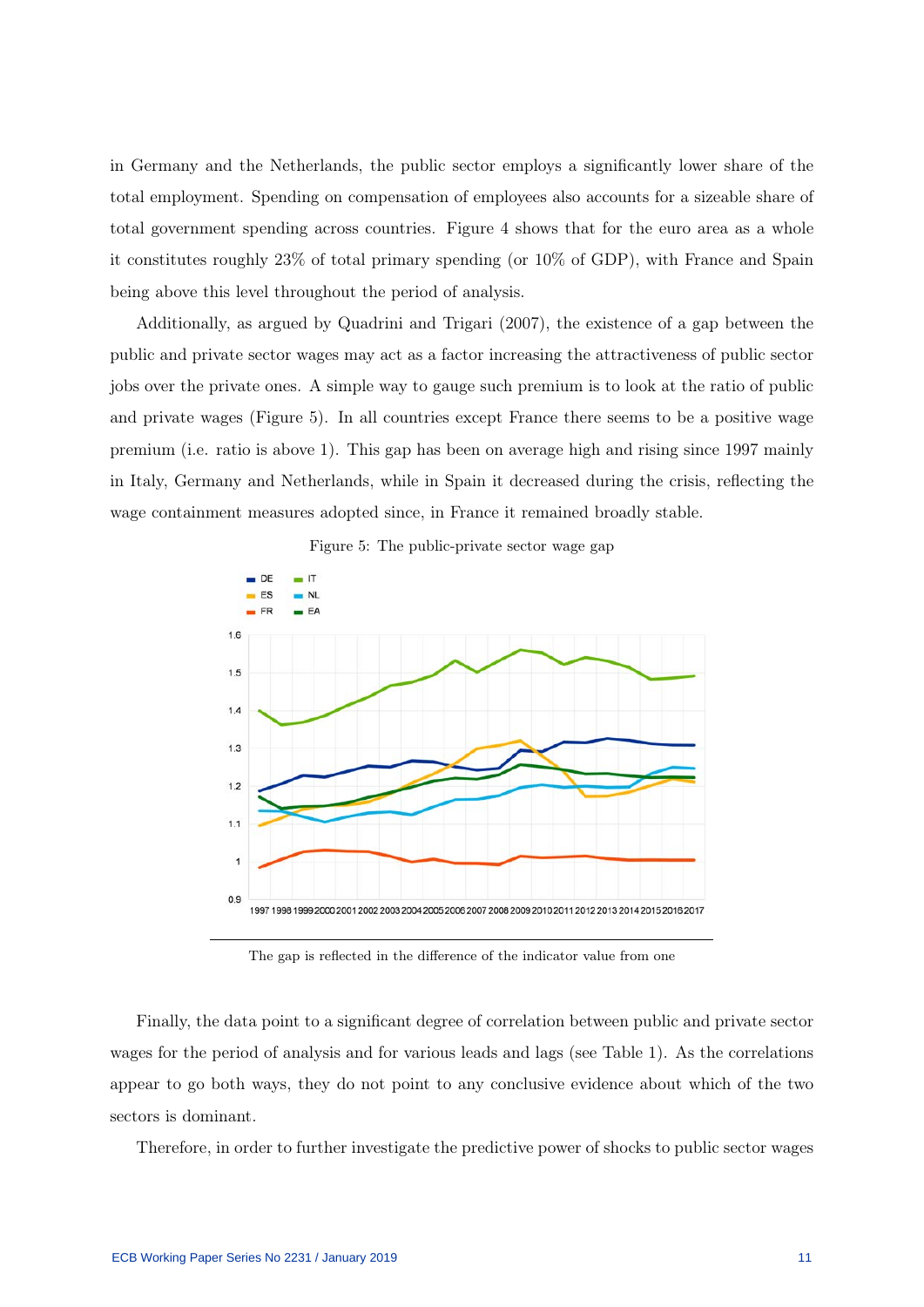in Germany and the Netherlands, the public sector employs a significantly lower share of the total employment. Spending on compensation of employees also accounts for a sizeable share of total government spending across countries. Figure 4 shows that for the euro area as a whole it constitutes roughly 23% of total primary spending (or 10% of GDP), with France and Spain being above this level throughout the period of analysis.

Additionally, as argued by Quadrini and Trigari (2007), the existence of a gap between the public and private sector wages may act as a factor increasing the attractiveness of public sector jobs over the private ones. A simple way to gauge such premium is to look at the ratio of public and private wages (Figure 5). In all countries except France there seems to be a positive wage premium (i.e. ratio is above 1). This gap has been on average high and rising since 1997 mainly in Italy, Germany and Netherlands, while in Spain it decreased during the crisis, reflecting the wage containment measures adopted since, in France it remained broadly stable.

Figure 5: The public-private sector wage gap

The gap is reflected in the difference of the indicator value from one

Finally, the data point to a significant degree of correlation between public and private sector wages for the period of analysis and for various leads and lags (see Table 1). As the correlations appear to go both ways, they do not point to any conclusive evidence about which of the two sectors is dominant.

Therefore, in order to further investigate the predictive power of shocks to public sector wages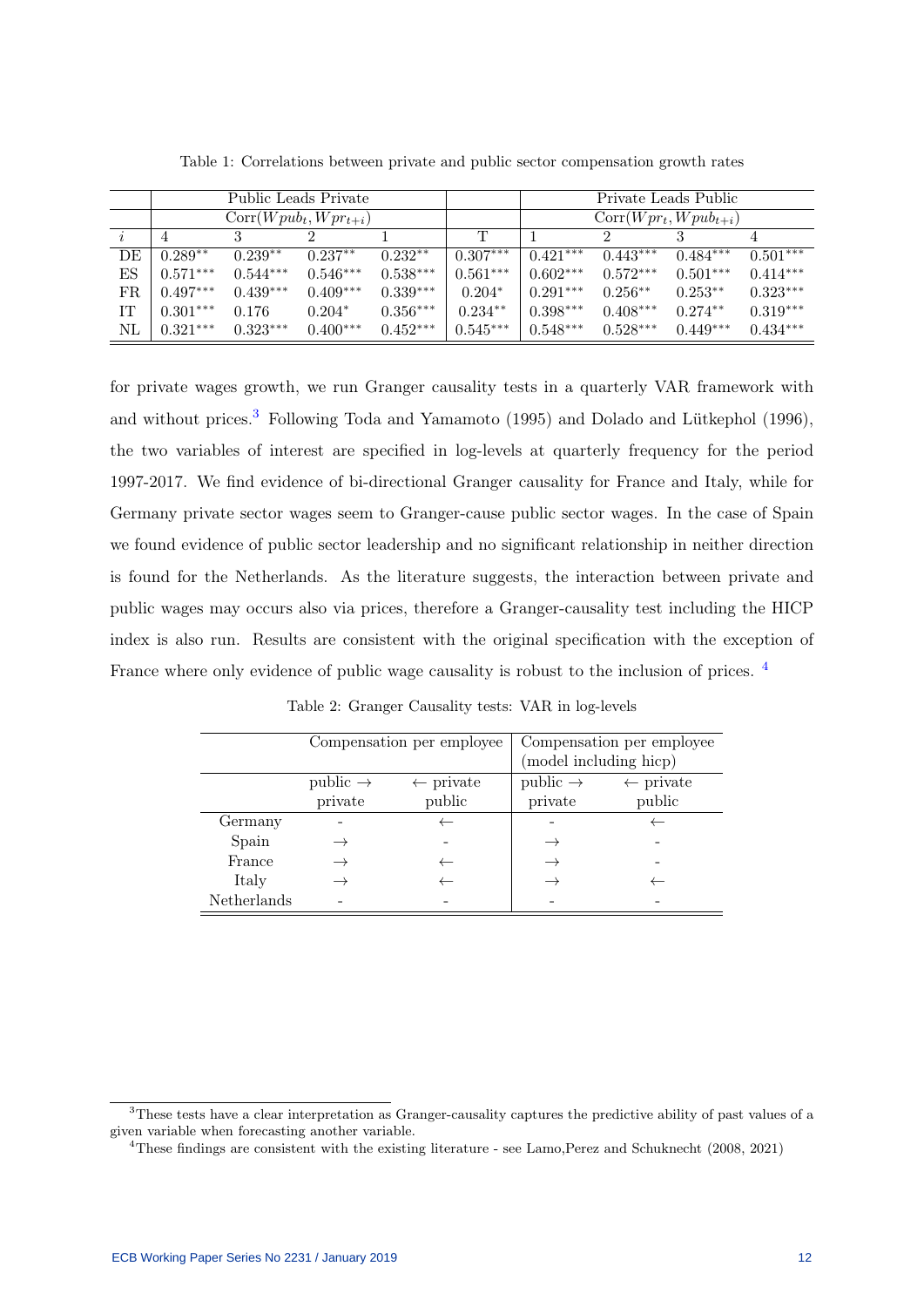Table 1: Correlations between private and public sector compensation growth rates

| | Public Leads Private | | | | | Private Leads Public | | | |
|---|---|---|---|---|---|---|---|---|---|
| | $\text{Corr}(Wpub_t, Wpr_{t+i})$ | | | | | $\text{Corr}(Wpr_t, Wpub_{t+i})$ | | | |
| $i$ | 4 | 3 | 2 | 1 | T | 1 | 2 | 3 | 4 |
| DE | $0.289^{**}$ | $0.239^{**}$ | $0.237^{**}$ | $0.232^{**}$ | $0.307^{***}$ | $0.421^{***}$ | $0.443^{***}$ | $0.484^{***}$ | $0.501^{***}$ |
| ES | $0.571^{***}$ | $0.544^{***}$ | $0.546^{***}$ | $0.538^{***}$ | $0.561^{***}$ | $0.602^{***}$ | $0.572^{***}$ | $0.501^{***}$ | $0.414^{***}$ |
| FR | $0.497^{***}$ | $0.439^{***}$ | $0.409^{***}$ | $0.339^{***}$ | $0.204^{*}$ | $0.291^{***}$ | $0.256^{**}$ | $0.253^{**}$ | $0.323^{***}$ |
| IT | $0.301^{***}$ | $0.176$ | $0.204^{*}$ | $0.356^{***}$ | $0.234^{**}$ | $0.398^{***}$ | $0.408^{***}$ | $0.274^{**}$ | $0.319^{***}$ |
| NL | $0.321^{***}$ | $0.323^{***}$ | $0.400^{***}$ | $0.452^{***}$ | $0.545^{***}$ | $0.548^{***}$ | $0.528^{***}$ | $0.449^{***}$ | $0.434^{***}$ |

for private wages growth, we run Granger causality tests in a quarterly VAR framework with and without prices.[3] Following Toda and Yamamoto (1995) and Dolado and Lütkephol (1996), the two variables of interest are specified in log-levels at quarterly frequency for the period 1997-2017. We find evidence of bi-directional Granger causality for France and Italy, while for Germany private sector wages seem to Granger-cause public sector wages. In the case of Spain we found evidence of public sector leadership and no significant relationship in neither direction is found for the Netherlands. As the literature suggests, the interaction between private and public wages may occurs also via prices, therefore a Granger-causality test including the HICP index is also run. Results are consistent with the original specification with the exception of France where only evidence of public wage causality is robust to the inclusion of prices. [4]

Table 2: Granger Causality tests: VAR in log-levels

| | Compensation per employee | | Compensation per employee (model including hicp) | |
|---|---|---|---|---|
| | public → private | ← private public | public → private | ← private public |
| Germany | - | ← | - | ← |
| Spain | → | - | → | - |
| France | → | ← | → | - |
| Italy | → | ← | → | ← |
| Netherlands | - | - | - | - |

[3] These tests have a clear interpretation as Granger-causality captures the predictive ability of past values of a given variable when forecasting another variable.

[4] These findings are consistent with the existing literature - see Lamo,Perez and Schuknecht (2008, 2021)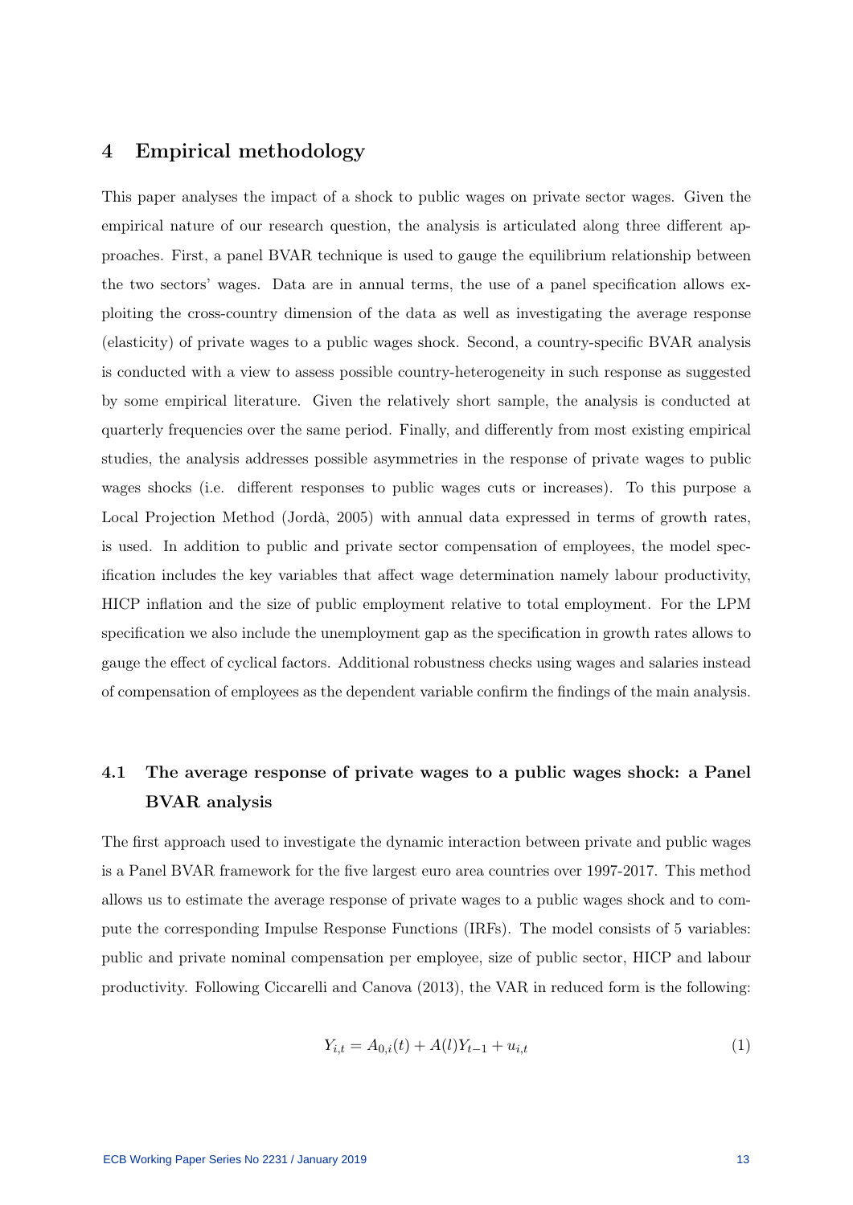## 4 Empirical methodology

This paper analyses the impact of a shock to public wages on private sector wages. Given the empirical nature of our research question, the analysis is articulated along three different approaches. First, a panel BVAR technique is used to gauge the equilibrium relationship between the two sectors' wages. Data are in annual terms, the use of a panel specification allows exploiting the cross-country dimension of the data as well as investigating the average response (elasticity) of private wages to a public wages shock. Second, a country-specific BVAR analysis is conducted with a view to assess possible country-heterogeneity in such response as suggested by some empirical literature. Given the relatively short sample, the analysis is conducted at quarterly frequencies over the same period. Finally, and differently from most existing empirical studies, the analysis addresses possible asymmetries in the response of private wages to public wages shocks (i.e. different responses to public wages cuts or increases). To this purpose a Local Projection Method (Jordà, 2005) with annual data expressed in terms of growth rates, is used. In addition to public and private sector compensation of employees, the model specification includes the key variables that affect wage determination namely labour productivity, HICP inflation and the size of public employment relative to total employment. For the LPM specification we also include the unemployment gap as the specification in growth rates allows to gauge the effect of cyclical factors. Additional robustness checks using wages and salaries instead of compensation of employees as the dependent variable confirm the findings of the main analysis.

### 4.1 The average response of private wages to a public wages shock: a Panel BVAR analysis

The first approach used to investigate the dynamic interaction between private and public wages is a Panel BVAR framework for the five largest euro area countries over 1997-2017. This method allows us to estimate the average response of private wages to a public wages shock and to compute the corresponding Impulse Response Functions (IRFs). The model consists of 5 variables: public and private nominal compensation per employee, size of public sector, HICP and labour productivity. Following Ciccarelli and Canova (2013), the VAR in reduced form is the following:

$$Y_{i,t} = A_{0,i}(t) + A(l)Y_{t-1} + u_{i,t} \tag{1}$$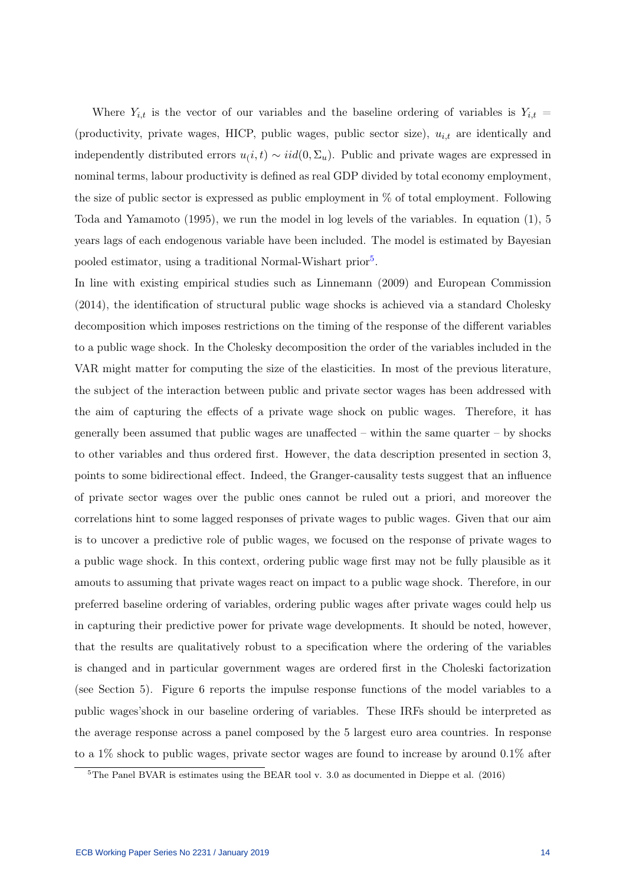Where $Y_{i,t}$ is the vector of our variables and the baseline ordering of variables is $Y_{i,t}$ = (productivity, private wages, HICP, public wages, public sector size), $u_{i,t}$ are identically and independently distributed errors $u_(i,t) \sim iid(0, \Sigma_u)$. Public and private wages are expressed in nominal terms, labour productivity is defined as real GDP divided by total economy employment, the size of public sector is expressed as public employment in % of total employment. Following Toda and Yamamoto (1995), we run the model in log levels of the variables. In equation (1), 5 years lags of each endogenous variable have been included. The model is estimated by Bayesian pooled estimator, using a traditional Normal-Wishart prior[5].

In line with existing empirical studies such as Linnemann (2009) and European Commission (2014), the identification of structural public wage shocks is achieved via a standard Cholesky decomposition which imposes restrictions on the timing of the response of the different variables to a public wage shock. In the Cholesky decomposition the order of the variables included in the VAR might matter for computing the size of the elasticities. In most of the previous literature, the subject of the interaction between public and private sector wages has been addressed with the aim of capturing the effects of a private wage shock on public wages. Therefore, it has generally been assumed that public wages are unaffected – within the same quarter – by shocks to other variables and thus ordered first. However, the data description presented in section 3, points to some bidirectional effect. Indeed, the Granger-causality tests suggest that an influence of private sector wages over the public ones cannot be ruled out a priori, and moreover the correlations hint to some lagged responses of private wages to public wages. Given that our aim is to uncover a predictive role of public wages, we focused on the response of private wages to a public wage shock. In this context, ordering public wage first may not be fully plausible as it amouts to assuming that private wages react on impact to a public wage shock. Therefore, in our preferred baseline ordering of variables, ordering public wages after private wages could help us in capturing their predictive power for private wage developments. It should be noted, however, that the results are qualitatively robust to a specification where the ordering of the variables is changed and in particular government wages are ordered first in the Choleski factorization (see Section 5). Figure 6 reports the impulse response functions of the model variables to a public wages'shock in our baseline ordering of variables. These IRFs should be interpreted as the average response across a panel composed by the 5 largest euro area countries. In response to a 1% shock to public wages, private sector wages are found to increase by around 0.1% after

[5] The Panel BVAR is estimates using the BEAR tool v. 3.0 as documented in Dieppe et al. (2016)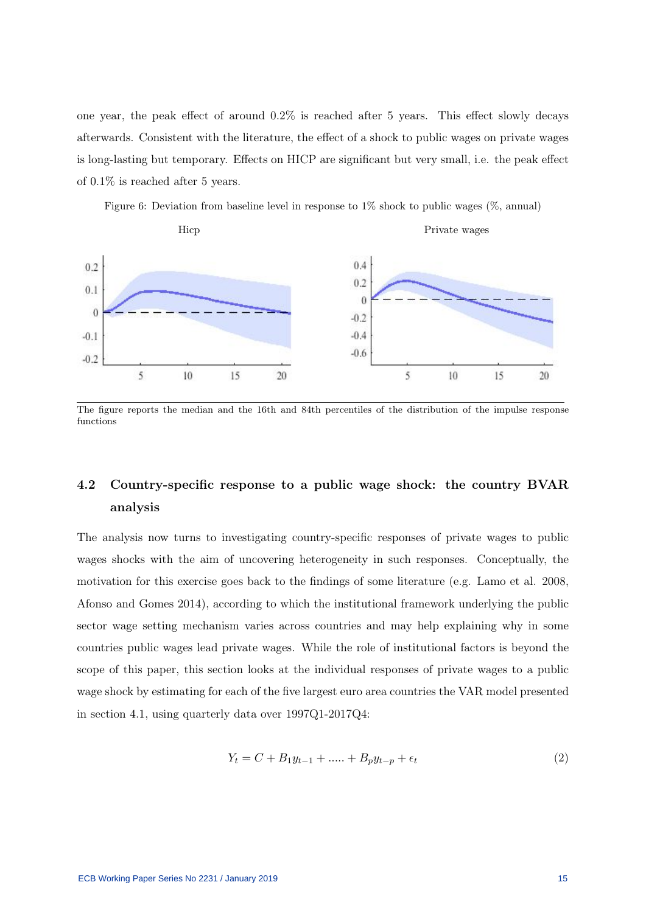one year, the peak effect of around 0.2% is reached after 5 years. This effect slowly decays afterwards. Consistent with the literature, the effect of a shock to public wages on private wages is long-lasting but temporary. Effects on HICP are significant but very small, i.e. the peak effect of 0.1% is reached after 5 years.

Figure 6: Deviation from baseline level in response to 1% shock to public wages (%, annual)

The figure reports the median and the 16th and 84th percentiles of the distribution of the impulse response functions

## 4.2 Country-specific response to a public wage shock: the country BVAR analysis

The analysis now turns to investigating country-specific responses of private wages to public wages shocks with the aim of uncovering heterogeneity in such responses. Conceptually, the motivation for this exercise goes back to the findings of some literature (e.g. Lamo et al. 2008, Afonso and Gomes 2014), according to which the institutional framework underlying the public sector wage setting mechanism varies across countries and may help explaining why in some countries public wages lead private wages. While the role of institutional factors is beyond the scope of this paper, this section looks at the individual responses of private wages to a public wage shock by estimating for each of the five largest euro area countries the VAR model presented in section 4.1, using quarterly data over 1997Q1-2017Q4:

$$Y_t = C + B_1 y_{t-1} + ..... + B_p y_{t-p} + \epsilon_t \tag{2}$$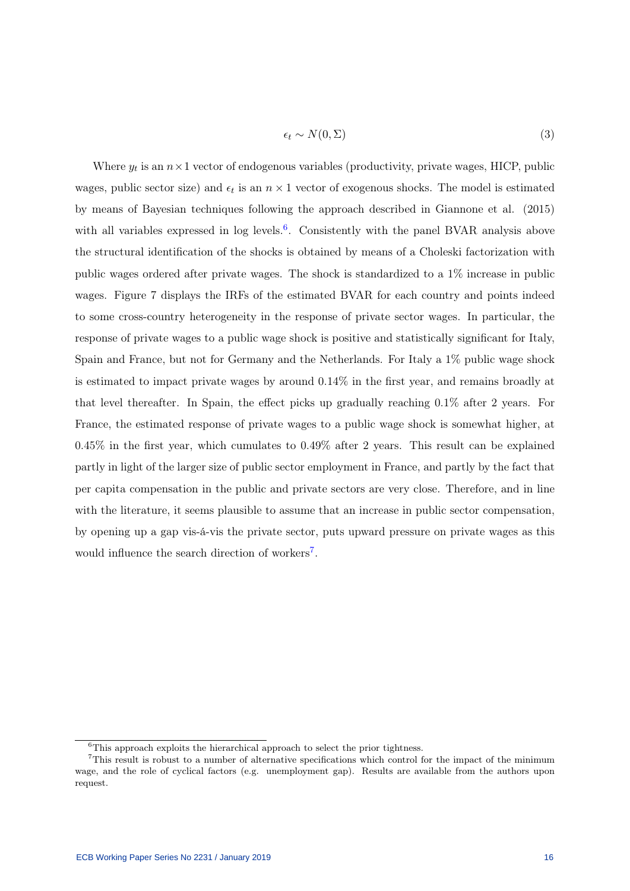$$\epsilon_t \sim N(0, \Sigma) \tag{3}$$

Where $y_t$ is an $n \times 1$ vector of endogenous variables (productivity, private wages, HICP, public wages, public sector size) and $\epsilon_t$ is an $n \times 1$ vector of exogenous shocks. The model is estimated by means of Bayesian techniques following the approach described in Giannone et al. (2015) with all variables expressed in log levels.[6]. Consistently with the panel BVAR analysis above the structural identification of the shocks is obtained by means of a Choleski factorization with public wages ordered after private wages. The shock is standardized to a 1% increase in public wages. Figure 7 displays the IRFs of the estimated BVAR for each country and points indeed to some cross-country heterogeneity in the response of private sector wages. In particular, the response of private wages to a public wage shock is positive and statistically significant for Italy, Spain and France, but not for Germany and the Netherlands. For Italy a 1% public wage shock is estimated to impact private wages by around 0.14% in the first year, and remains broadly at that level thereafter. In Spain, the effect picks up gradually reaching 0.1% after 2 years. For France, the estimated response of private wages to a public wage shock is somewhat higher, at 0.45% in the first year, which cumulates to 0.49% after 2 years. This result can be explained partly in light of the larger size of public sector employment in France, and partly by the fact that per capita compensation in the public and private sectors are very close. Therefore, and in line with the literature, it seems plausible to assume that an increase in public sector compensation, by opening up a gap vis-á-vis the private sector, puts upward pressure on private wages as this would influence the search direction of workers[7].

[6] This approach exploits the hierarchical approach to select the prior tightness.

[7] This result is robust to a number of alternative specifications which control for the impact of the minimum wage, and the role of cyclical factors (e.g. unemployment gap). Results are available from the authors upon request.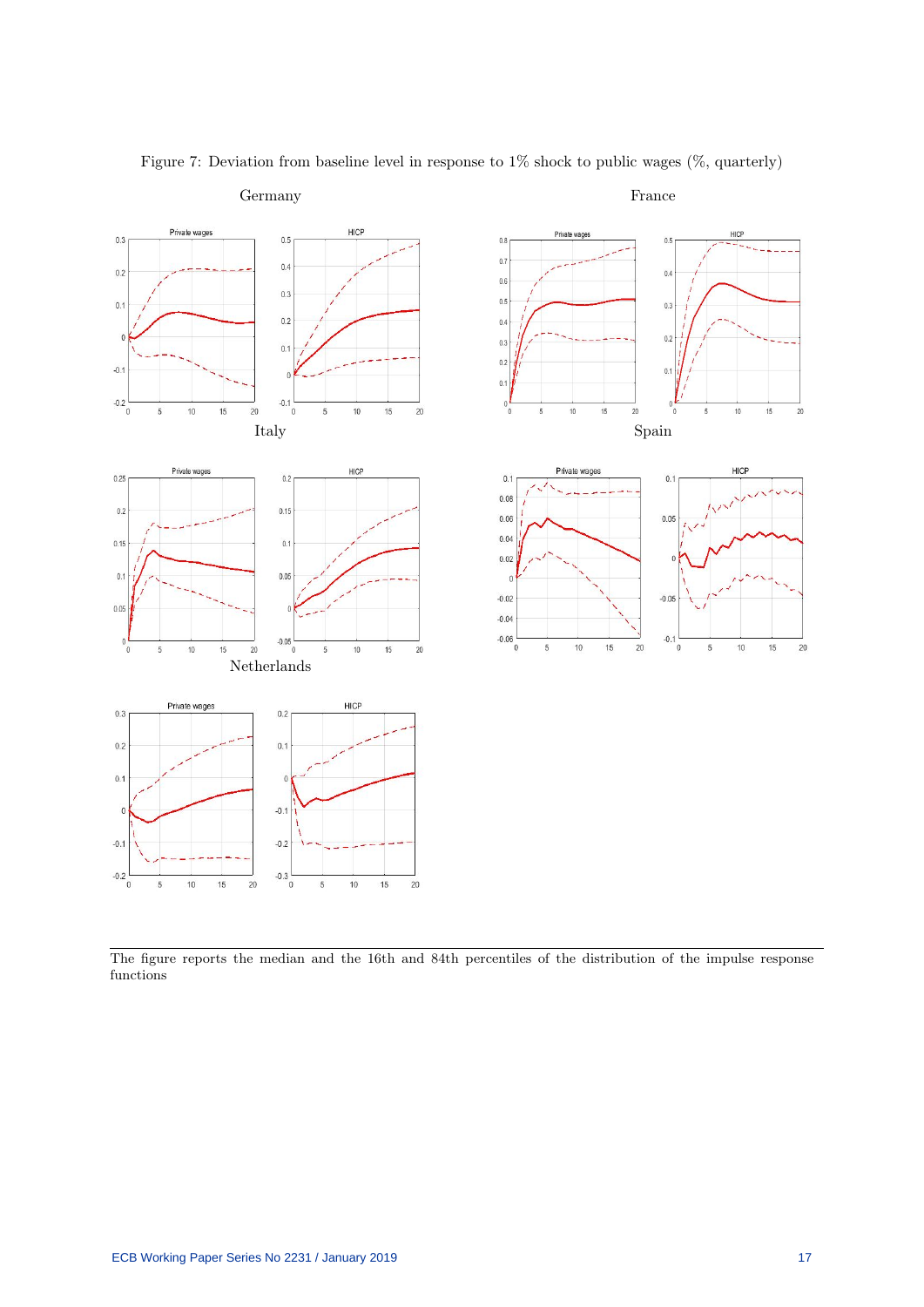Figure 7: Deviation from baseline level in response to 1% shock to public wages (%, quarterly)

Germany

France

Italy

Spain

Netherlands

The figure reports the median and the 16th and 84th percentiles of the distribution of the impulse response functions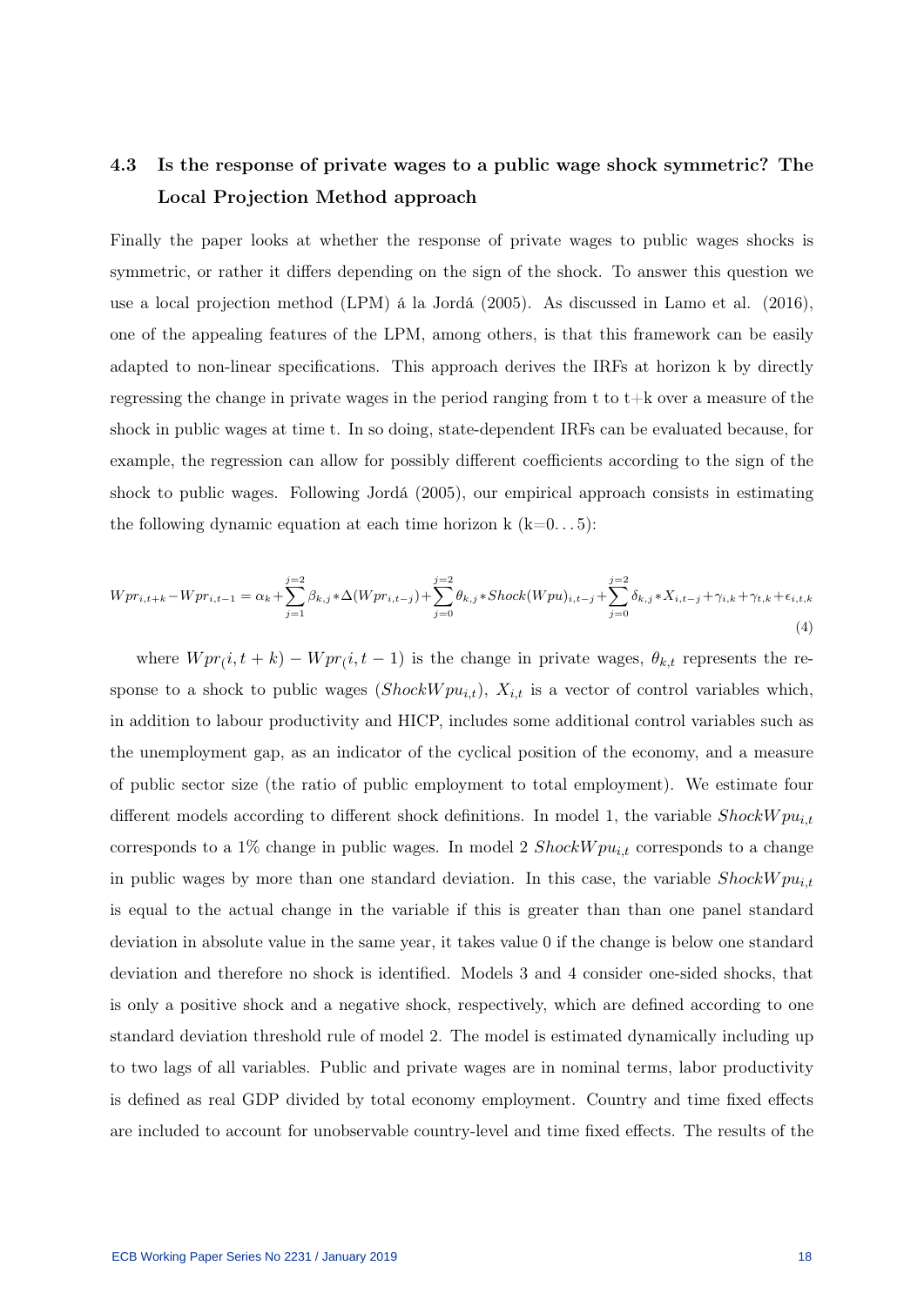### 4.3 Is the response of private wages to a public wage shock symmetric? The Local Projection Method approach

Finally the paper looks at whether the response of private wages to public wages shocks is symmetric, or rather it differs depending on the sign of the shock. To answer this question we use a local projection method (LPM) á la Jordá (2005). As discussed in Lamo et al. (2016), one of the appealing features of the LPM, among others, is that this framework can be easily adapted to non-linear specifications. This approach derives the IRFs at horizon k by directly regressing the change in private wages in the period ranging from t to t+k over a measure of the shock in public wages at time t. In so doing, state-dependent IRFs can be evaluated because, for example, the regression can allow for possibly different coefficients according to the sign of the shock to public wages. Following Jordá (2005), our empirical approach consists in estimating the following dynamic equation at each time horizon k (k=0...5):

$$Wpr_{i,t+k} - Wpr_{i,t-1} = \alpha_k + \sum_{j=1}^{j=2} \beta_{k,j} * \Delta(Wpr_{i,t-j}) + \sum_{j=0}^{j=2} \theta_{k,j} * Shock(Wpu)_{i,t-j} + \sum_{j=0}^{j=2} \delta_{k,j} * X_{i,t-j} + \gamma_{i,k} + \gamma_{t,k} + \epsilon_{i,t,k} \tag{4}$$

where $Wpr_(i, t+k) - Wpr_(i, t-1)$ is the change in private wages, $\theta_{k,t}$ represents the response to a shock to public wages ($ShockWpu_{i,t}$), $X_{i,t}$ is a vector of control variables which, in addition to labour productivity and HICP, includes some additional control variables such as the unemployment gap, as an indicator of the cyclical position of the economy, and a measure of public sector size (the ratio of public employment to total employment). We estimate four different models according to different shock definitions. In model 1, the variable $ShockWpu_{i,t}$ corresponds to a 1% change in public wages. In model 2 $ShockWpu_{i,t}$ corresponds to a change in public wages by more than one standard deviation. In this case, the variable $ShockWpu_{i,t}$ is equal to the actual change in the variable if this is greater than than one panel standard deviation in absolute value in the same year, it takes value 0 if the change is below one standard deviation and therefore no shock is identified. Models 3 and 4 consider one-sided shocks, that is only a positive shock and a negative shock, respectively, which are defined according to one standard deviation threshold rule of model 2. The model is estimated dynamically including up to two lags of all variables. Public and private wages are in nominal terms, labor productivity is defined as real GDP divided by total economy employment. Country and time fixed effects are included to account for unobservable country-level and time fixed effects. The results of the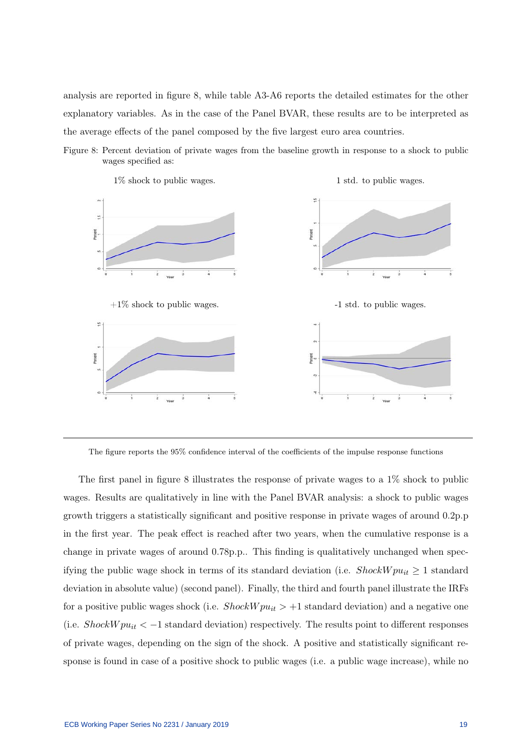analysis are reported in figure 8, while table A3-A6 reports the detailed estimates for the other explanatory variables. As in the case of the Panel BVAR, these results are to be interpreted as the average effects of the panel composed by the five largest euro area countries.

Figure 8: Percent deviation of private wages from the baseline growth in response to a shock to public wages specified as:

1% shock to public wages.

1 std. to public wages.

+1% shock to public wages.

-1 std. to public wages.

The figure reports the 95% confidence interval of the coefficients of the impulse response functions

The first panel in figure 8 illustrates the response of private wages to a 1% shock to public wages. Results are qualitatively in line with the Panel BVAR analysis: a shock to public wages growth triggers a statistically significant and positive response in private wages of around 0.2p.p in the first year. The peak effect is reached after two years, when the cumulative response is a change in private wages of around 0.78p.p.. This finding is qualitatively unchanged when specifying the public wage shock in terms of its standard deviation (i.e. $ShockWpu_{it} \geq 1$ standard deviation in absolute value) (second panel). Finally, the third and fourth panel illustrate the IRFs for a positive public wages shock (i.e. $ShockWpu_{it} > +1$ standard deviation) and a negative one (i.e. $ShockWpu_{it} < -1$ standard deviation) respectively. The results point to different responses of private wages, depending on the sign of the shock. A positive and statistically significant response is found in case of a positive shock to public wages (i.e. a public wage increase), while no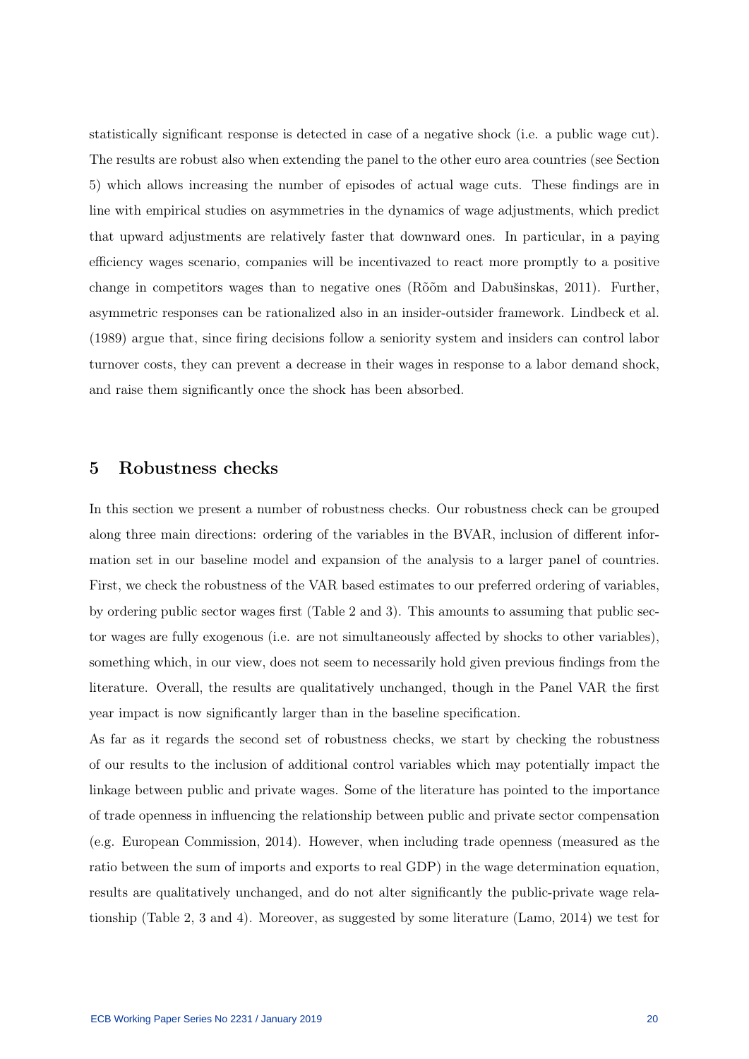statistically significant response is detected in case of a negative shock (i.e. a public wage cut). The results are robust also when extending the panel to the other euro area countries (see Section 5) which allows increasing the number of episodes of actual wage cuts. These findings are in line with empirical studies on asymmetries in the dynamics of wage adjustments, which predict that upward adjustments are relatively faster that downward ones. In particular, in a paying efficiency wages scenario, companies will be incentivazed to react more promptly to a positive change in competitors wages than to negative ones (Rõõm and Dabušinskas, 2011). Further, asymmetric responses can be rationalized also in an insider-outsider framework. Lindbeck et al. (1989) argue that, since firing decisions follow a seniority system and insiders can control labor turnover costs, they can prevent a decrease in their wages in response to a labor demand shock, and raise them significantly once the shock has been absorbed.

## 5 Robustness checks

In this section we present a number of robustness checks. Our robustness check can be grouped along three main directions: ordering of the variables in the BVAR, inclusion of different information set in our baseline model and expansion of the analysis to a larger panel of countries. First, we check the robustness of the VAR based estimates to our preferred ordering of variables, by ordering public sector wages first (Table 2 and 3). This amounts to assuming that public sector wages are fully exogenous (i.e. are not simultaneously affected by shocks to other variables), something which, in our view, does not seem to necessarily hold given previous findings from the literature. Overall, the results are qualitatively unchanged, though in the Panel VAR the first year impact is now significantly larger than in the baseline specification.

As far as it regards the second set of robustness checks, we start by checking the robustness of our results to the inclusion of additional control variables which may potentially impact the linkage between public and private wages. Some of the literature has pointed to the importance of trade openness in influencing the relationship between public and private sector compensation (e.g. European Commission, 2014). However, when including trade openness (measured as the ratio between the sum of imports and exports to real GDP) in the wage determination equation, results are qualitatively unchanged, and do not alter significantly the public-private wage relationship (Table 2, 3 and 4). Moreover, as suggested by some literature (Lamo, 2014) we test for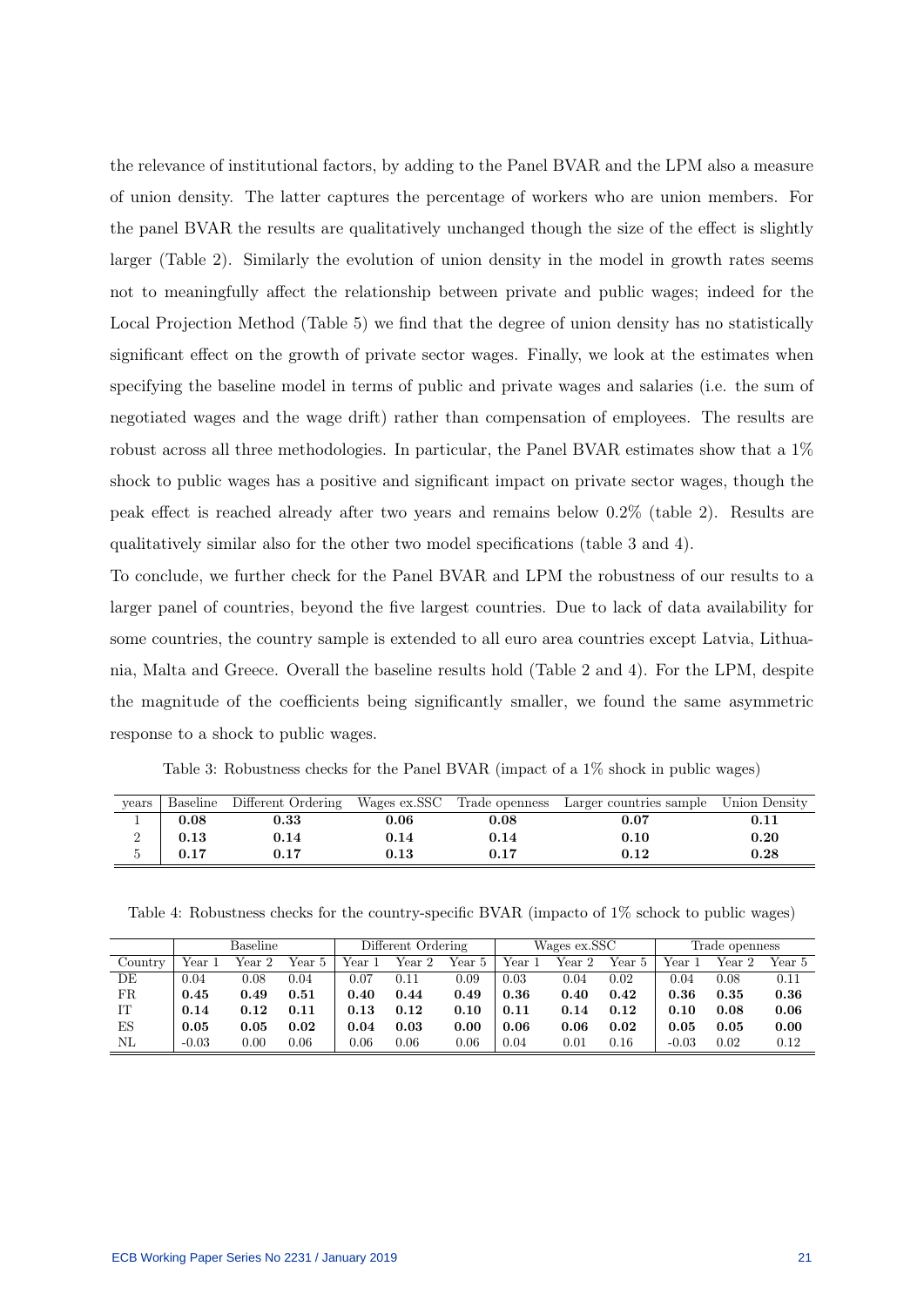the relevance of institutional factors, by adding to the Panel BVAR and the LPM also a measure of union density. The latter captures the percentage of workers who are union members. For the panel BVAR the results are qualitatively unchanged though the size of the effect is slightly larger (Table 2). Similarly the evolution of union density in the model in growth rates seems not to meaningfully affect the relationship between private and public wages; indeed for the Local Projection Method (Table 5) we find that the degree of union density has no statistically significant effect on the growth of private sector wages. Finally, we look at the estimates when specifying the baseline model in terms of public and private wages and salaries (i.e. the sum of negotiated wages and the wage drift) rather than compensation of employees. The results are robust across all three methodologies. In particular, the Panel BVAR estimates show that a 1% shock to public wages has a positive and significant impact on private sector wages, though the peak effect is reached already after two years and remains below 0.2% (table 2). Results are qualitatively similar also for the other two model specifications (table 3 and 4).

To conclude, we further check for the Panel BVAR and LPM the robustness of our results to a larger panel of countries, beyond the five largest countries. Due to lack of data availability for some countries, the country sample is extended to all euro area countries except Latvia, Lithuania, Malta and Greece. Overall the baseline results hold (Table 2 and 4). For the LPM, despite the magnitude of the coefficients being significantly smaller, we found the same asymmetric response to a shock to public wages.

Table 3: Robustness checks for the Panel BVAR (impact of a 1% shock in public wages)

| years | Baseline | Different Ordering | Wages ex.SSC | Trade openness | Larger countries sample | Union Density |
|---|---|---|---|---|---|---|
| 1 | **0.08** | **0.33** | **0.06** | **0.08** | **0.07** | **0.11** |
| 2 | **0.13** | **0.14** | **0.14** | **0.14** | **0.10** | **0.20** |
| 5 | **0.17** | **0.17** | **0.13** | **0.17** | **0.12** | **0.28** |

Table 4: Robustness checks for the country-specific BVAR (impacto of 1% schock to public wages)

| | Baseline | | | Different Ordering | | | Wages ex.SSC | | | Trade openness | | |
|---|---|---|---|---|---|---|---|---|---|---|---|---|
| Country | Year 1 | Year 2 | Year 5 | Year 1 | Year 2 | Year 5 | Year 1 | Year 2 | Year 5 | Year 1 | Year 2 | Year 5 |
| DE | 0.04 | 0.08 | 0.04 | 0.07 | 0.11 | 0.09 | 0.03 | 0.04 | 0.02 | 0.04 | 0.08 | 0.11 |
| FR | **0.45** | **0.49** | **0.51** | **0.40** | **0.44** | **0.49** | **0.36** | **0.40** | **0.42** | **0.36** | **0.35** | **0.36** |
| IT | **0.14** | **0.12** | **0.11** | **0.13** | **0.12** | **0.10** | **0.11** | **0.14** | **0.12** | **0.10** | **0.08** | **0.06** |
| ES | **0.05** | **0.05** | **0.02** | **0.04** | **0.03** | **0.00** | **0.06** | **0.06** | **0.02** | **0.05** | **0.05** | **0.00** |
| NL | -0.03 | 0.00 | 0.06 | 0.06 | 0.06 | 0.06 | 0.04 | 0.01 | 0.16 | -0.03 | 0.02 | 0.12 |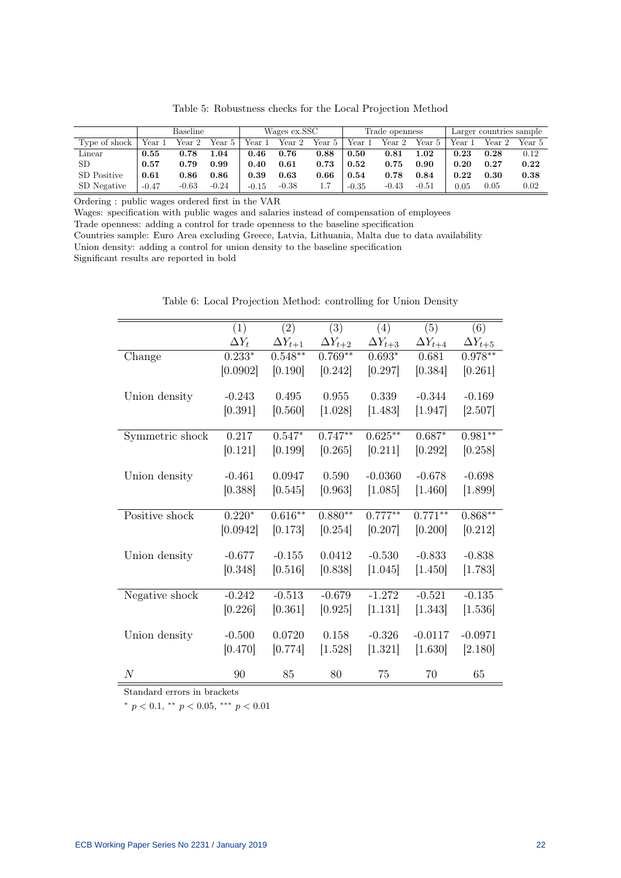Table 5: Robustness checks for the Local Projection Method

| | Baseline | | | Wages ex.SSC | | | Trade openness | | | Larger countries sample | | |
|---|---|---|---|---|---|---|---|---|---|---|---|---|
| Type of shock | Year 1 | Year 2 | Year 5 | Year 1 | Year 2 | Year 5 | Year 1 | Year 2 | Year 5 | Year 1 | Year 2 | Year 5 |
| Linear | **0.55** | **0.78** | **1.04** | **0.46** | **0.76** | **0.88** | **0.50** | **0.81** | **1.02** | **0.23** | **0.28** | 0.12 |
| SD | **0.57** | **0.79** | **0.99** | **0.40** | **0.61** | **0.73** | **0.52** | **0.75** | **0.90** | **0.20** | **0.27** | **0.22** |
| SD Positive | **0.61** | **0.86** | **0.86** | **0.39** | **0.63** | **0.66** | **0.54** | **0.78** | **0.84** | **0.22** | **0.30** | **0.38** |
| SD Negative | -0.47 | -0.63 | -0.24 | -0.15 | -0.38 | 1.7 | -0.35 | -0.43 | -0.51 | 0.05 | 0.05 | 0.02 |

Ordering : public wages ordered first in the VAR

Wages: specification with public wages and salaries instead of compensation of employees

Trade openness: adding a control for trade openness to the baseline specification

Countries sample: Euro Area excluding Greece, Latvia, Lithuania, Malta due to data availability

Union density: adding a control for union density to the baseline specification

Significant results are reported in bold

Table 6: Local Projection Method: controlling for Union Density

| | (1) | (2) | (3) | (4) | (5) | (6) |
|---|---|---|---|---|---|---|
| | $\Delta Y_t$ | $\Delta Y_{t+1}$ | $\Delta Y_{t+2}$ | $\Delta Y_{t+3}$ | $\Delta Y_{t+4}$ | $\Delta Y_{t+5}$ |
| Change | $0.233^{*}$ | $0.548^{**}$ | $0.769^{**}$ | $0.693^{*}$ | 0.681 | $0.978^{**}$ |
| | [0.0902] | [0.190] | [0.242] | [0.297] | [0.384] | [0.261] |
| Union density | -0.243 | 0.495 | 0.955 | 0.339 | -0.344 | -0.169 |
| | [0.391] | [0.560] | [1.028] | [1.483] | [1.947] | [2.507] |
| Symmetric shock | 0.217 | $0.547^{*}$ | $0.747^{**}$ | $0.625^{**}$ | $0.687^{*}$ | $0.981^{**}$ |
| | [0.121] | [0.199] | [0.265] | [0.211] | [0.292] | [0.258] |
| Union density | -0.461 | 0.0947 | 0.590 | -0.0360 | -0.678 | -0.698 |
| | [0.388] | [0.545] | [0.963] | [1.085] | [1.460] | [1.899] |
| Positive shock | $0.220^{*}$ | $0.616^{**}$ | $0.880^{**}$ | $0.777^{**}$ | $0.771^{**}$ | $0.868^{**}$ |
| | [0.0942] | [0.173] | [0.254] | [0.207] | [0.200] | [0.212] |
| Union density | -0.677 | -0.155 | 0.0412 | -0.530 | -0.833 | -0.838 |
| | [0.348] | [0.516] | [0.838] | [1.045] | [1.450] | [1.783] |
| Negative shock | -0.242 | -0.513 | -0.679 | -1.272 | -0.521 | -0.135 |
| | [0.226] | [0.361] | [0.925] | [1.131] | [1.343] | [1.536] |
| Union density | -0.500 | 0.0720 | 0.158 | -0.326 | -0.0117 | -0.0971 |
| | [0.470] | [0.774] | [1.528] | [1.321] | [1.630] | [2.180] |
| $N$ | 90 | 85 | 80 | 75 | 70 | 65 |

Standard errors in brackets

$^{*}$ $p < 0.1$, $^{**}$ $p < 0.05$, $^{***}$ $p < 0.01$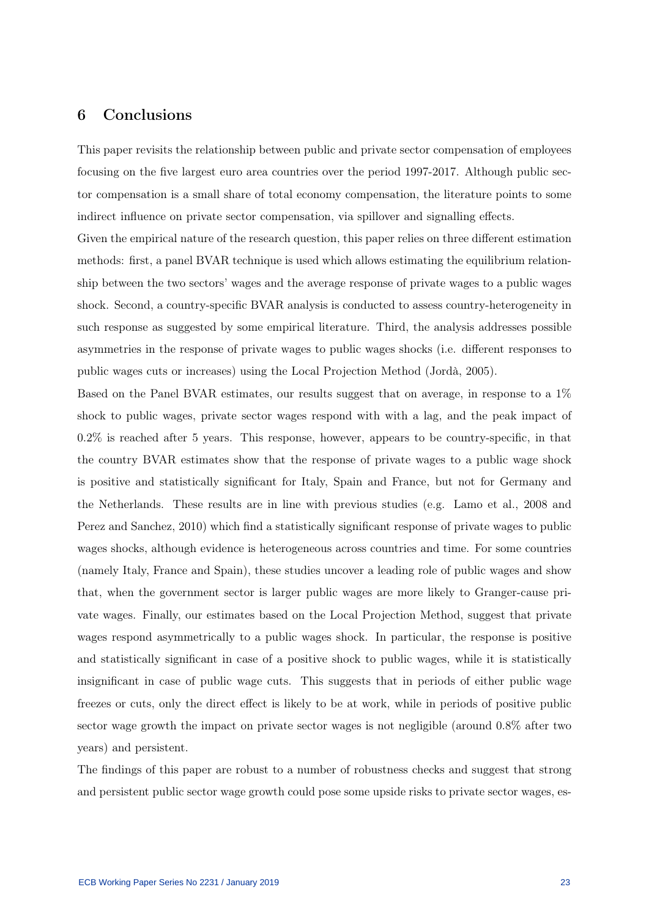## 6 Conclusions

This paper revisits the relationship between public and private sector compensation of employees focusing on the five largest euro area countries over the period 1997-2017. Although public sector compensation is a small share of total economy compensation, the literature points to some indirect influence on private sector compensation, via spillover and signalling effects.

Given the empirical nature of the research question, this paper relies on three different estimation methods: first, a panel BVAR technique is used which allows estimating the equilibrium relationship between the two sectors' wages and the average response of private wages to a public wages shock. Second, a country-specific BVAR analysis is conducted to assess country-heterogeneity in such response as suggested by some empirical literature. Third, the analysis addresses possible asymmetries in the response of private wages to public wages shocks (i.e. different responses to public wages cuts or increases) using the Local Projection Method (Jordà, 2005).

Based on the Panel BVAR estimates, our results suggest that on average, in response to a 1% shock to public wages, private sector wages respond with with a lag, and the peak impact of 0.2% is reached after 5 years. This response, however, appears to be country-specific, in that the country BVAR estimates show that the response of private wages to a public wage shock is positive and statistically significant for Italy, Spain and France, but not for Germany and the Netherlands. These results are in line with previous studies (e.g. Lamo et al., 2008 and Perez and Sanchez, 2010) which find a statistically significant response of private wages to public wages shocks, although evidence is heterogeneous across countries and time. For some countries (namely Italy, France and Spain), these studies uncover a leading role of public wages and show that, when the government sector is larger public wages are more likely to Granger-cause private wages. Finally, our estimates based on the Local Projection Method, suggest that private wages respond asymmetrically to a public wages shock. In particular, the response is positive and statistically significant in case of a positive shock to public wages, while it is statistically insignificant in case of public wage cuts. This suggests that in periods of either public wage freezes or cuts, only the direct effect is likely to be at work, while in periods of positive public sector wage growth the impact on private sector wages is not negligible (around 0.8% after two years) and persistent.

The findings of this paper are robust to a number of robustness checks and suggest that strong and persistent public sector wage growth could pose some upside risks to private sector wages, es-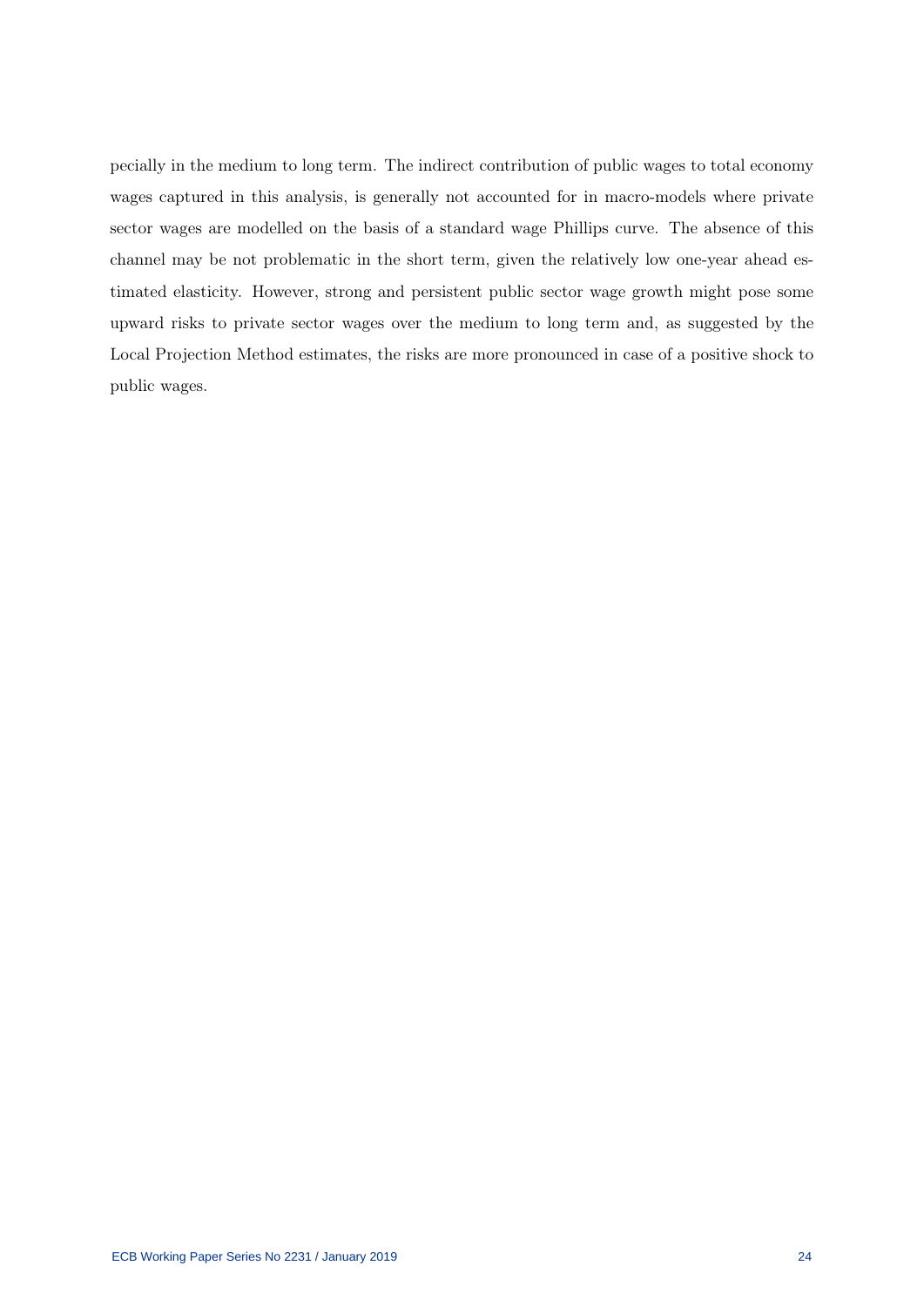pecially in the medium to long term. The indirect contribution of public wages to total economy wages captured in this analysis, is generally not accounted for in macro-models where private sector wages are modelled on the basis of a standard wage Phillips curve. The absence of this channel may be not problematic in the short term, given the relatively low one-year ahead estimated elasticity. However, strong and persistent public sector wage growth might pose some upward risks to private sector wages over the medium to long term and, as suggested by the Local Projection Method estimates, the risks are more pronounced in case of a positive shock to public wages.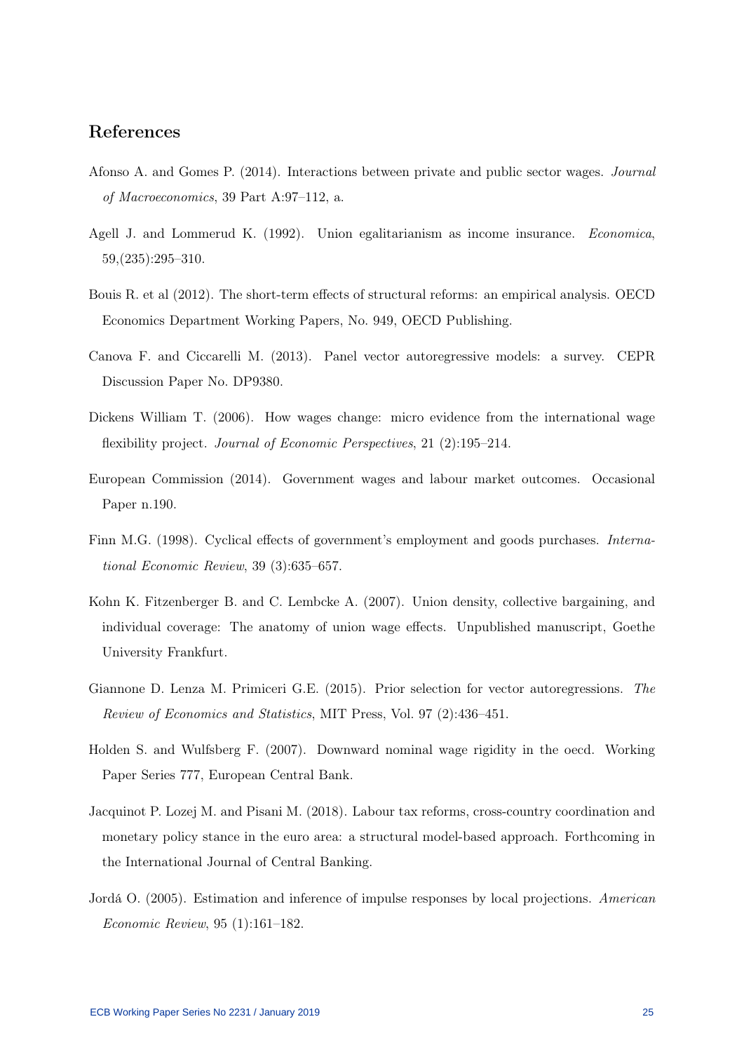## References

Afonso A. and Gomes P. (2014). Interactions between private and public sector wages. *Journal of Macroeconomics*, 39 Part A:97–112, a.

Agell J. and Lommerud K. (1992). Union egalitarianism as income insurance. *Economica*, 59,(235):295–310.

Bouis R. et al (2012). The short-term effects of structural reforms: an empirical analysis. OECD Economics Department Working Papers, No. 949, OECD Publishing.

Canova F. and Ciccarelli M. (2013). Panel vector autoregressive models: a survey. CEPR Discussion Paper No. DP9380.

Dickens William T. (2006). How wages change: micro evidence from the international wage flexibility project. *Journal of Economic Perspectives*, 21 (2):195–214.

European Commission (2014). Government wages and labour market outcomes. Occasional Paper n.190.

Finn M.G. (1998). Cyclical effects of government's employment and goods purchases. *International Economic Review*, 39 (3):635–657.

Kohn K. Fitzenberger B. and C. Lembcke A. (2007). Union density, collective bargaining, and individual coverage: The anatomy of union wage effects. Unpublished manuscript, Goethe University Frankfurt.

Giannone D. Lenza M. Primiceri G.E. (2015). Prior selection for vector autoregressions. *The Review of Economics and Statistics*, MIT Press, Vol. 97 (2):436–451.

Holden S. and Wulfsberg F. (2007). Downward nominal wage rigidity in the oecd. Working Paper Series 777, European Central Bank.

Jacquinot P. Lozej M. and Pisani M. (2018). Labour tax reforms, cross-country coordination and monetary policy stance in the euro area: a structural model-based approach. Forthcoming in the International Journal of Central Banking.

Jordá O. (2005). Estimation and inference of impulse responses by local projections. *American Economic Review*, 95 (1):161–182.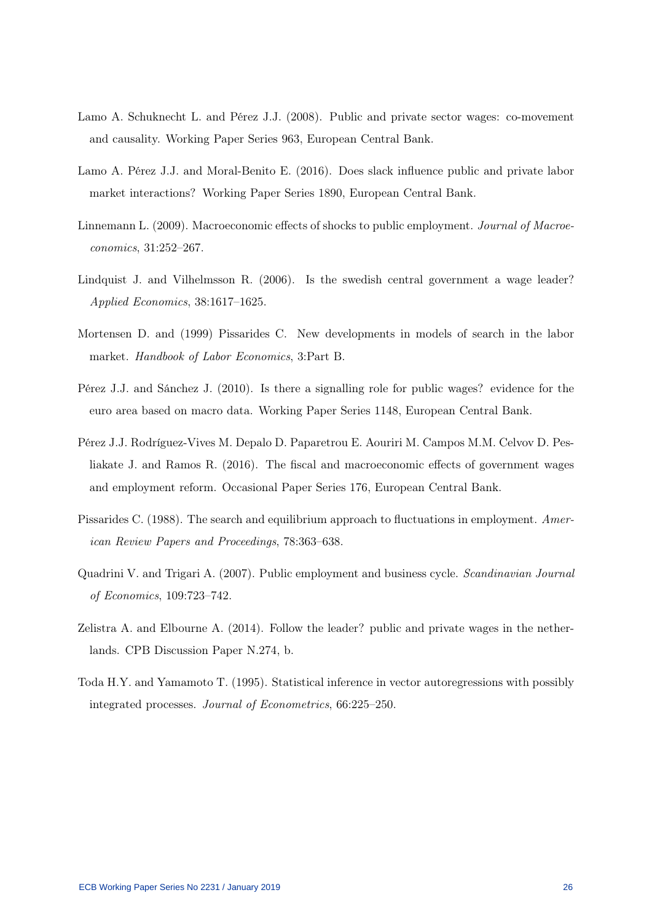Lamo A. Schuknecht L. and Pérez J.J. (2008). Public and private sector wages: co-movement and causality. Working Paper Series 963, European Central Bank.

Lamo A. Pérez J.J. and Moral-Benito E. (2016). Does slack influence public and private labor market interactions? Working Paper Series 1890, European Central Bank.

Linnemann L. (2009). Macroeconomic effects of shocks to public employment. *Journal of Macroeconomics*, 31:252–267.

Lindquist J. and Vilhelmsson R. (2006). Is the swedish central government a wage leader? *Applied Economics*, 38:1617–1625.

Mortensen D. and (1999) Pissarides C. New developments in models of search in the labor market. *Handbook of Labor Economics*, 3:Part B.

Pérez J.J. and Sánchez J. (2010). Is there a signalling role for public wages? evidence for the euro area based on macro data. Working Paper Series 1148, European Central Bank.

Pérez J.J. Rodríguez-Vives M. Depalo D. Paparetrou E. Aouriri M. Campos M.M. Celvov D. Pesliakate J. and Ramos R. (2016). The fiscal and macroeconomic effects of government wages and employment reform. Occasional Paper Series 176, European Central Bank.

Pissarides C. (1988). The search and equilibrium approach to fluctuations in employment. *American Review Papers and Proceedings*, 78:363–638.

Quadrini V. and Trigari A. (2007). Public employment and business cycle. *Scandinavian Journal of Economics*, 109:723–742.

Zelistra A. and Elbourne A. (2014). Follow the leader? public and private wages in the netherlands. CPB Discussion Paper N.274, b.

Toda H.Y. and Yamamoto T. (1995). Statistical inference in vector autoregressions with possibly integrated processes. *Journal of Econometrics*, 66:225–250.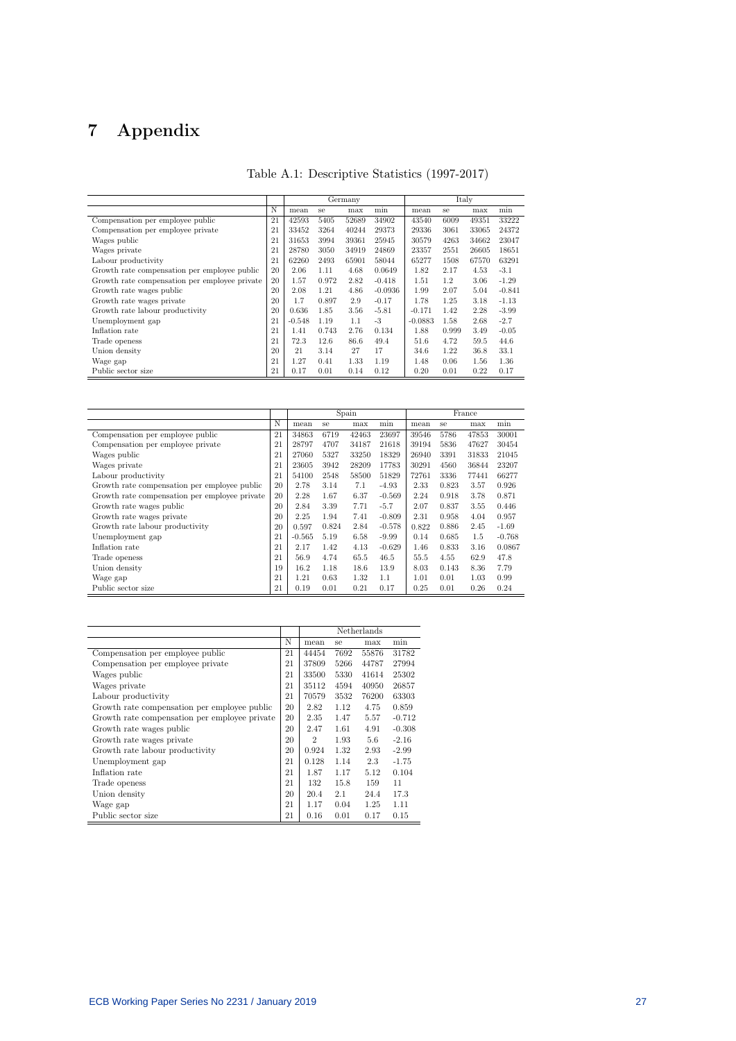# 7 Appendix

Table A.1: Descriptive Statistics (1997-2017)

| | | Germany | | | | Italy | | | |
|---|---|---|---|---|---|---|---|---|---|
| | N | mean | se | max | min | mean | se | max | min |
| Compensation per employee public | 21 | 42593 | 5405 | 52689 | 34902 | 43540 | 6009 | 49351 | 33222 |
| Compensation per employee private | 21 | 33452 | 3264 | 40244 | 29373 | 29336 | 3061 | 33065 | 24372 |
| Wages public | 21 | 31653 | 3994 | 39361 | 25945 | 30579 | 4263 | 34662 | 23047 |
| Wages private | 21 | 28780 | 3050 | 34919 | 24869 | 23357 | 2551 | 26605 | 18651 |
| Labour productivity | 21 | 62260 | 2493 | 65901 | 58044 | 65277 | 1508 | 67570 | 63291 |
| Growth rate compensation per employee public | 20 | 2.06 | 1.11 | 4.68 | 0.0649 | 1.82 | 2.17 | 4.53 | -3.1 |
| Growth rate compensation per employee private | 20 | 1.57 | 0.972 | 2.82 | -0.418 | 1.51 | 1.2 | 3.06 | -1.29 |
| Growth rate wages public | 20 | 2.08 | 1.21 | 4.86 | -0.0936 | 1.99 | 2.07 | 5.04 | -0.841 |
| Growth rate wages private | 20 | 1.7 | 0.897 | 2.9 | -0.17 | 1.78 | 1.25 | 3.18 | -1.13 |
| Growth rate labour productivity | 20 | 0.636 | 1.85 | 3.56 | -5.81 | -0.171 | 1.42 | 2.28 | -3.99 |
| Unemployment gap | 21 | -0.548 | 1.19 | 1.1 | -3 | -0.0883 | 1.58 | 2.68 | -2.7 |
| Inflation rate | 21 | 1.41 | 0.743 | 2.76 | 0.134 | 1.88 | 0.999 | 3.49 | -0.05 |
| Trade openess | 21 | 72.3 | 12.6 | 86.6 | 49.4 | 51.6 | 4.72 | 59.5 | 44.6 |
| Union density | 20 | 21 | 3.14 | 27 | 17 | 34.6 | 1.22 | 36.8 | 33.1 |
| Wage gap | 21 | 1.27 | 0.41 | 1.33 | 1.19 | 1.48 | 0.06 | 1.56 | 1.36 |
| Public sector size | 21 | 0.17 | 0.01 | 0.14 | 0.12 | 0.20 | 0.01 | 0.22 | 0.17 |

| | | Spain | | | | France | | | |
|---|---|---|---|---|---|---|---|---|---|
| | N | mean | se | max | min | mean | se | max | min |
| Compensation per employee public | 21 | 34863 | 6719 | 42463 | 23697 | 39546 | 5786 | 47853 | 30001 |
| Compensation per employee private | 21 | 28797 | 4707 | 34187 | 21618 | 39194 | 5836 | 47627 | 30454 |
| Wages public | 21 | 27060 | 5327 | 33250 | 18329 | 26940 | 3391 | 31833 | 21045 |
| Wages private | 21 | 23605 | 3942 | 28209 | 17783 | 30291 | 4560 | 36844 | 23207 |
| Labour productivity | 21 | 54100 | 2548 | 58500 | 51829 | 72761 | 3336 | 77441 | 66277 |
| Growth rate compensation per employee public | 20 | 2.78 | 3.14 | 7.1 | -4.93 | 2.33 | 0.823 | 3.57 | 0.926 |
| Growth rate compensation per employee private | 20 | 2.28 | 1.67 | 6.37 | -0.569 | 2.24 | 0.918 | 3.78 | 0.871 |
| Growth rate wages public | 20 | 2.84 | 3.39 | 7.71 | -5.7 | 2.07 | 0.837 | 3.55 | 0.446 |
| Growth rate wages private | 20 | 2.25 | 1.94 | 7.41 | -0.809 | 2.31 | 0.958 | 4.04 | 0.957 |
| Growth rate labour productivity | 20 | 0.597 | 0.824 | 2.84 | -0.578 | 0.822 | 0.886 | 2.45 | -1.69 |
| Unemployment gap | 21 | -0.565 | 5.19 | 6.58 | -9.99 | 0.14 | 0.685 | 1.5 | -0.768 |
| Inflation rate | 21 | 2.17 | 1.42 | 4.13 | -0.629 | 1.46 | 0.833 | 3.16 | 0.0867 |
| Trade openess | 21 | 56.9 | 4.74 | 65.5 | 46.5 | 55.5 | 4.55 | 62.9 | 47.8 |
| Union density | 19 | 16.2 | 1.18 | 18.6 | 13.9 | 8.03 | 0.143 | 8.36 | 7.79 |
| Wage gap | 21 | 1.21 | 0.63 | 1.32 | 1.1 | 1.01 | 0.01 | 1.03 | 0.99 |
| Public sector size | 21 | 0.19 | 0.01 | 0.21 | 0.17 | 0.25 | 0.01 | 0.26 | 0.24 |

| | | Netherlands | | | |
|---|---|---|---|---|---|
| | N | mean | se | max | min |
| Compensation per employee public | 21 | 44454 | 7692 | 55876 | 31782 |
| Compensation per employee private | 21 | 37809 | 5266 | 44787 | 27994 |
| Wages public | 21 | 33500 | 5330 | 41614 | 25302 |
| Wages private | 21 | 35112 | 4594 | 40950 | 26857 |
| Labour productivity | 21 | 70579 | 3532 | 76200 | 63303 |
| Growth rate compensation per employee public | 20 | 2.82 | 1.12 | 4.75 | 0.859 |
| Growth rate compensation per employee private | 20 | 2.35 | 1.47 | 5.57 | -0.712 |
| Growth rate wages public | 20 | 2.47 | 1.61 | 4.91 | -0.308 |
| Growth rate wages private | 20 | 2 | 1.93 | 5.6 | -2.16 |
| Growth rate labour productivity | 20 | 0.924 | 1.32 | 2.93 | -2.99 |
| Unemployment gap | 21 | 0.128 | 1.14 | 2.3 | -1.75 |
| Inflation rate | 21 | 1.87 | 1.17 | 5.12 | 0.104 |
| Trade openess | 21 | 132 | 15.8 | 159 | 11 |
| Union density | 20 | 20.4 | 2.1 | 24.4 | 17.3 |
| Wage gap | 21 | 1.17 | 0.04 | 1.25 | 1.11 |
| Public sector size | 21 | 0.16 | 0.01 | 0.17 | 0.15 |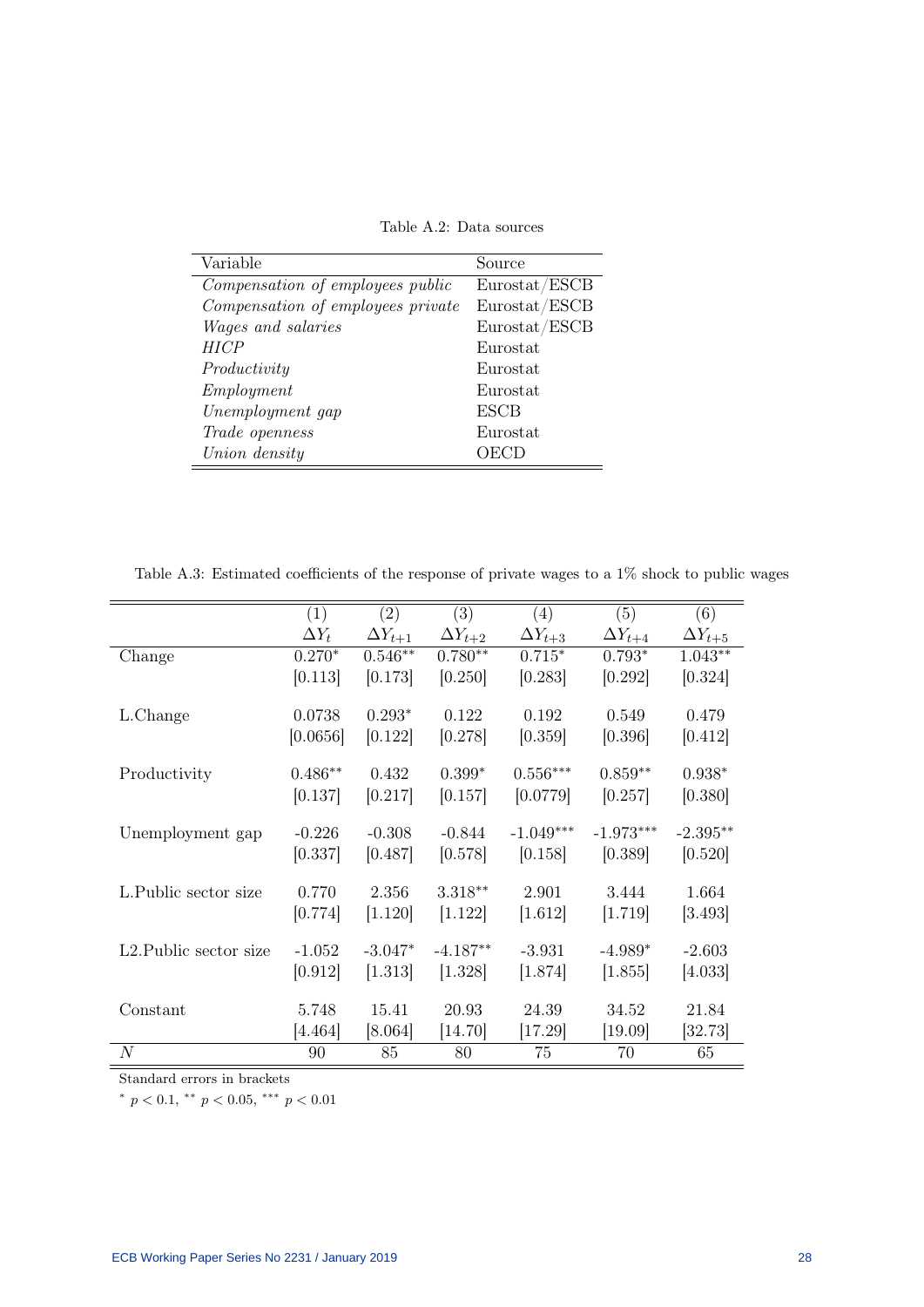Table A.2: Data sources

| Variable | Source |
|---|---|
| *Compensation of employees public* | Eurostat/ESCB |
| *Compensation of employees private* | Eurostat/ESCB |
| *Wages and salaries* | Eurostat/ESCB |
| *HICP* | Eurostat |
| *Productivity* | Eurostat |
| *Employment* | Eurostat |
| *Unemployment gap* | ESCB |
| *Trade openness* | Eurostat |
| *Union density* | OECD |

Table A.3: Estimated coefficients of the response of private wages to a 1% shock to public wages

| | (1) | (2) | (3) | (4) | (5) | (6) |
|---|---|---|---|---|---|---|
| | $\Delta Y_t$ | $\Delta Y_{t+1}$ | $\Delta Y_{t+2}$ | $\Delta Y_{t+3}$ | $\Delta Y_{t+4}$ | $\Delta Y_{t+5}$ |
| Change | 0.270* | 0.546** | 0.780** | 0.715* | 0.793* | 1.043** |
| | [0.113] | [0.173] | [0.250] | [0.283] | [0.292] | [0.324] |
| L.Change | 0.0738 | 0.293* | 0.122 | 0.192 | 0.549 | 0.479 |
| | [0.0656] | [0.122] | [0.278] | [0.359] | [0.396] | [0.412] |
| Productivity | 0.486** | 0.432 | 0.399* | 0.556*** | 0.859** | 0.938* |
| | [0.137] | [0.217] | [0.157] | [0.0779] | [0.257] | [0.380] |
| Unemployment gap | -0.226 | -0.308 | -0.844 | -1.049*** | -1.973*** | -2.395** |
| | [0.337] | [0.487] | [0.578] | [0.158] | [0.389] | [0.520] |
| L.Public sector size | 0.770 | 2.356 | 3.318** | 2.901 | 3.444 | 1.664 |
| | [0.774] | [1.120] | [1.122] | [1.612] | [1.719] | [3.493] |
| L2.Public sector size | -1.052 | -3.047* | -4.187** | -3.931 | -4.989* | -2.603 |
| | [0.912] | [1.313] | [1.328] | [1.874] | [1.855] | [4.033] |
| Constant | 5.748 | 15.41 | 20.93 | 24.39 | 34.52 | 21.84 |
| | [4.464] | [8.064] | [14.70] | [17.29] | [19.09] | [32.73] |
| $N$ | 90 | 85 | 80 | 75 | 70 | 65 |

Standard errors in brackets

* $p < 0.1$, ** $p < 0.05$, *** $p < 0.01$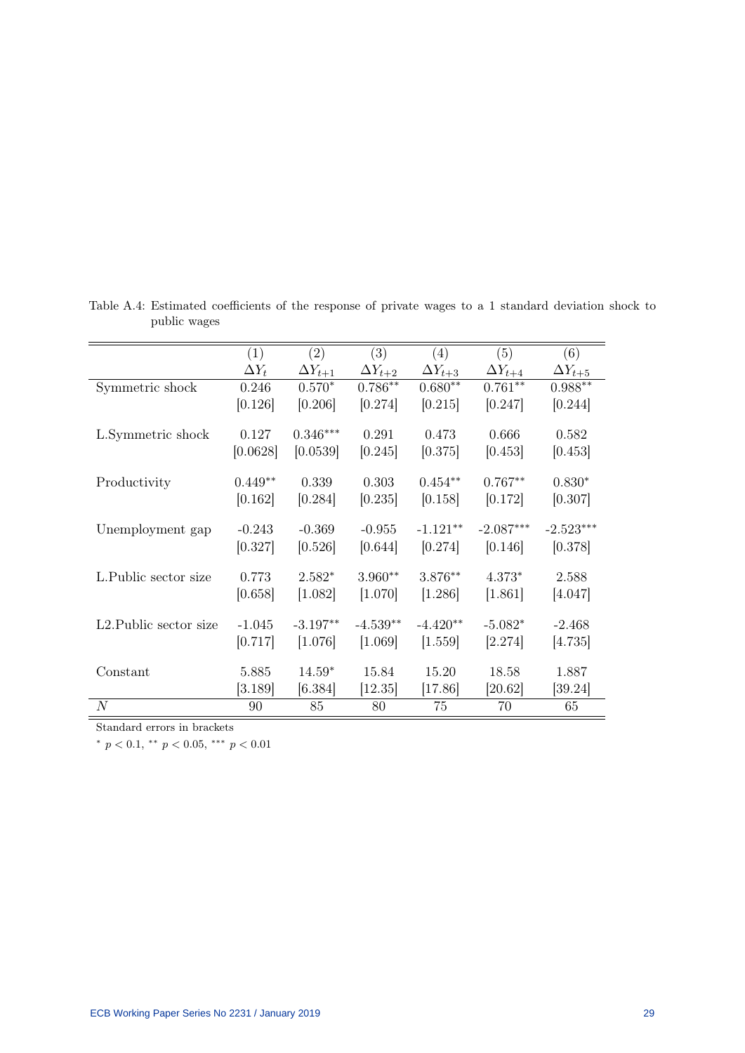Table A.4: Estimated coefficients of the response of private wages to a 1 standard deviation shock to public wages

| | (1) | (2) | (3) | (4) | (5) | (6) |
|---|---|---|---|---|---|---|
| | $\Delta Y_t$ | $\Delta Y_{t+1}$ | $\Delta Y_{t+2}$ | $\Delta Y_{t+3}$ | $\Delta Y_{t+4}$ | $\Delta Y_{t+5}$ |
| Symmetric shock | 0.246 | 0.570$^{*}$ | 0.786$^{**}$ | 0.680$^{**}$ | 0.761$^{**}$ | 0.988$^{**}$ |
| | [0.126] | [0.206] | [0.274] | [0.215] | [0.247] | [0.244] |
| L.Symmetric shock | 0.127 | 0.346$^{***}$ | 0.291 | 0.473 | 0.666 | 0.582 |
| | [0.0628] | [0.0539] | [0.245] | [0.375] | [0.453] | [0.453] |
| Productivity | 0.449$^{**}$ | 0.339 | 0.303 | 0.454$^{**}$ | 0.767$^{**}$ | 0.830$^{*}$ |
| | [0.162] | [0.284] | [0.235] | [0.158] | [0.172] | [0.307] |
| Unemployment gap | -0.243 | -0.369 | -0.955 | -1.121$^{**}$ | -2.087$^{***}$ | -2.523$^{***}$ |
| | [0.327] | [0.526] | [0.644] | [0.274] | [0.146] | [0.378] |
| L.Public sector size | 0.773 | 2.582$^{*}$ | 3.960$^{**}$ | 3.876$^{**}$ | 4.373$^{*}$ | 2.588 |
| | [0.658] | [1.082] | [1.070] | [1.286] | [1.861] | [4.047] |
| L2.Public sector size | -1.045 | -3.197$^{**}$ | -4.539$^{**}$ | -4.420$^{**}$ | -5.082$^{*}$ | -2.468 |
| | [0.717] | [1.076] | [1.069] | [1.559] | [2.274] | [4.735] |
| Constant | 5.885 | 14.59$^{*}$ | 15.84 | 15.20 | 18.58 | 1.887 |
| | [3.189] | [6.384] | [12.35] | [17.86] | [20.62] | [39.24] |
| $N$ | 90 | 85 | 80 | 75 | 70 | 65 |

Standard errors in brackets

$^{*}$ $p < 0.1$, $^{**}$ $p < 0.05$, $^{***}$ $p < 0.01$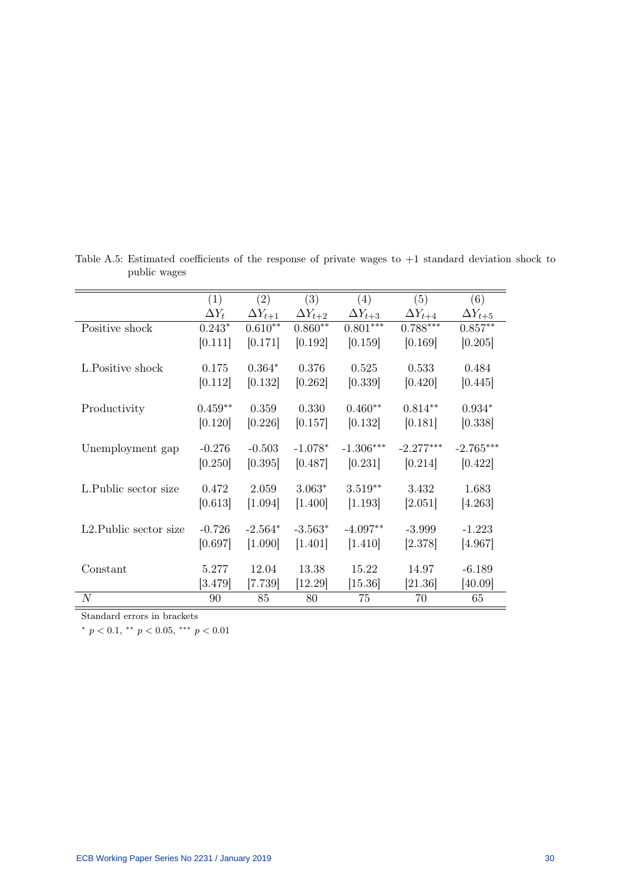Table A.5: Estimated coefficients of the response of private wages to +1 standard deviation shock to public wages

| | (1) | (2) | (3) | (4) | (5) | (6) |
|---|---|---|---|---|---|---|
| | $\Delta Y_t$ | $\Delta Y_{t+1}$ | $\Delta Y_{t+2}$ | $\Delta Y_{t+3}$ | $\Delta Y_{t+4}$ | $\Delta Y_{t+5}$ |
| Positive shock | 0.243* | 0.610** | 0.860** | 0.801*** | 0.788*** | 0.857** |
| | [0.111] | [0.171] | [0.192] | [0.159] | [0.169] | [0.205] |
| L.Positive shock | 0.175 | 0.364* | 0.376 | 0.525 | 0.533 | 0.484 |
| | [0.112] | [0.132] | [0.262] | [0.339] | [0.420] | [0.445] |
| Productivity | 0.459** | 0.359 | 0.330 | 0.460** | 0.814** | 0.934* |
| | [0.120] | [0.226] | [0.157] | [0.132] | [0.181] | [0.338] |
| Unemployment gap | -0.276 | -0.503 | -1.078* | -1.306*** | -2.277*** | -2.765*** |
| | [0.250] | [0.395] | [0.487] | [0.231] | [0.214] | [0.422] |
| L.Public sector size | 0.472 | 2.059 | 3.063* | 3.519** | 3.432 | 1.683 |
| | [0.613] | [1.094] | [1.400] | [1.193] | [2.051] | [4.263] |
| L2.Public sector size | -0.726 | -2.564* | -3.563* | -4.097** | -3.999 | -1.223 |
| | [0.697] | [1.090] | [1.401] | [1.410] | [2.378] | [4.967] |
| Constant | 5.277 | 12.04 | 13.38 | 15.22 | 14.97 | -6.189 |
| | [3.479] | [7.739] | [12.29] | [15.36] | [21.36] | [40.09] |
| $N$ | 90 | 85 | 80 | 75 | 70 | 65 |

Standard errors in brackets

* $p < 0.1$, ** $p < 0.05$, *** $p < 0.01$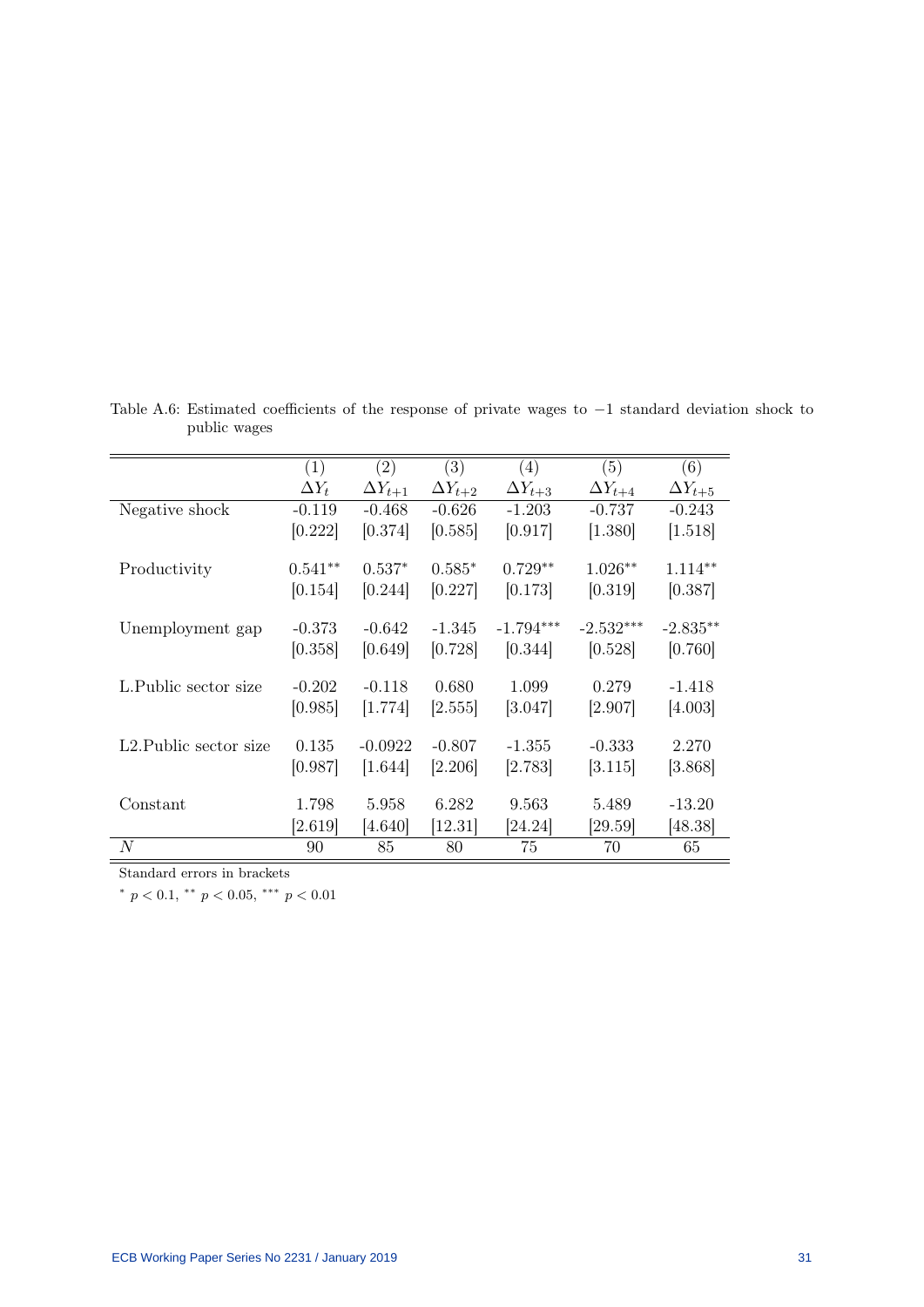Table A.6: Estimated coefficients of the response of private wages to $-1$ standard deviation shock to public wages

| | (1) | (2) | (3) | (4) | (5) | (6) |
|---|---|---|---|---|---|---|
| | $\Delta Y_t$ | $\Delta Y_{t+1}$ | $\Delta Y_{t+2}$ | $\Delta Y_{t+3}$ | $\Delta Y_{t+4}$ | $\Delta Y_{t+5}$ |
| Negative shock | -0.119 | -0.468 | -0.626 | -1.203 | -0.737 | -0.243 |
| | [0.222] | [0.374] | [0.585] | [0.917] | [1.380] | [1.518] |
| Productivity | $0.541^{**}$ | $0.537^{*}$ | $0.585^{*}$ | $0.729^{**}$ | $1.026^{**}$ | $1.114^{**}$ |
| | [0.154] | [0.244] | [0.227] | [0.173] | [0.319] | [0.387] |
| Unemployment gap | -0.373 | -0.642 | -1.345 | $-1.794^{***}$ | $-2.532^{***}$ | $-2.835^{**}$ |
| | [0.358] | [0.649] | [0.728] | [0.344] | [0.528] | [0.760] |
| L.Public sector size | -0.202 | -0.118 | 0.680 | 1.099 | 0.279 | -1.418 |
| | [0.985] | [1.774] | [2.555] | [3.047] | [2.907] | [4.003] |
| L2.Public sector size | 0.135 | -0.0922 | -0.807 | -1.355 | -0.333 | 2.270 |
| | [0.987] | [1.644] | [2.206] | [2.783] | [3.115] | [3.868] |
| Constant | 1.798 | 5.958 | 6.282 | 9.563 | 5.489 | -13.20 |
| | [2.619] | [4.640] | [12.31] | [24.24] | [29.59] | [48.38] |
| $N$ | 90 | 85 | 80 | 75 | 70 | 65 |

Standard errors in brackets

$^{*}$ $p < 0.1$, $^{**}$ $p < 0.05$, $^{***}$ $p < 0.01$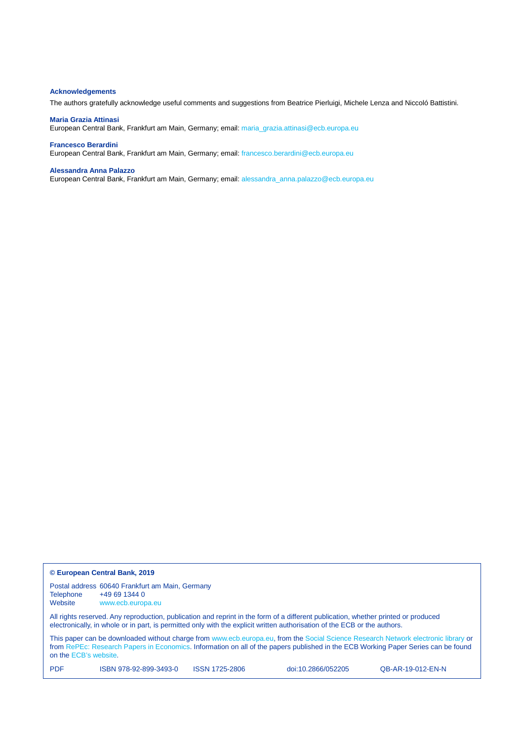**Acknowledgements**

The authors gratefully acknowledge useful comments and suggestions from Beatrice Pierluigi, Michele Lenza and Niccoló Battistini.

**Maria Grazia Attinasi**
European Central Bank, Frankfurt am Main, Germany; email: maria_grazia.attinasi@ecb.europa.eu

**Francesco Berardini**
European Central Bank, Frankfurt am Main, Germany; email: francesco.berardini@ecb.europa.eu

**Alessandra Anna Palazzo**
European Central Bank, Frankfurt am Main, Germany; email: alessandra_anna.palazzo@ecb.europa.eu

**© European Central Bank, 2019**

Postal address 60640 Frankfurt am Main, Germany
Telephone +49 69 1344 0
Website www.ecb.europa.eu

All rights reserved. Any reproduction, publication and reprint in the form of a different publication, whether printed or produced electronically, in whole or in part, is permitted only with the explicit written authorisation of the ECB or the authors.

This paper can be downloaded without charge from www.ecb.europa.eu, from the Social Science Research Network electronic library or from RePEc: Research Papers in Economics. Information on all of the papers published in the ECB Working Paper Series can be found on the ECB's website.

PDF ISBN 978-92-899-3493-0 ISSN 1725-2806 doi:10.2866/052205 QB-AR-19-012-EN-N